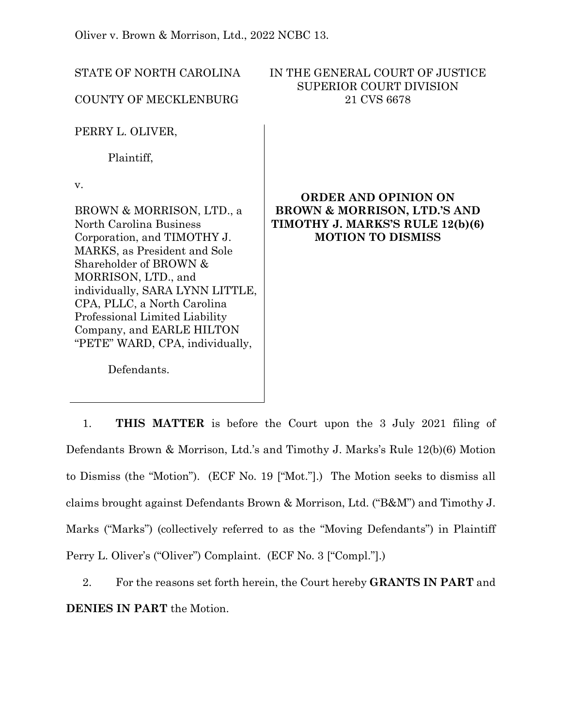Oliver v. Brown & Morrison, Ltd., 2022 NCBC 13.

| STATE OF NORTH CAROLINA | IN THE GENERAL COURT OF JUSTICE SUPERIOR COURT DIVISION |
| --- | --- |
| COUNTY OF MECKLENBURG | 21 CVS 6678 |

PERRY L. OLIVER,

Plaintiff,

v.

BROWN & MORRISON, LTD., a North Carolina Business Corporation, and TIMOTHY J. MARKS, as President and Sole Shareholder of BROWN & MORRISON, LTD., and individually, SARA LYNN LITTLE, CPA, PLLC, a North Carolina Professional Limited Liability Company, and EARLE HILTON "PETE" WARD, CPA, individually,

Defendants.

**ORDER AND OPINION ON BROWN & MORRISON, LTD.'S AND TIMOTHY J. MARKS'S RULE 12(b)(6) MOTION TO DISMISS**

1. **THIS MATTER** is before the Court upon the 3 July 2021 filing of Defendants Brown & Morrison, Ltd.'s and Timothy J. Marks's Rule 12(b)(6) Motion to Dismiss (the "Motion"). (ECF No. 19 ["Mot."].) The Motion seeks to dismiss all claims brought against Defendants Brown & Morrison, Ltd. ("B&M") and Timothy J. Marks ("Marks") (collectively referred to as the "Moving Defendants") in Plaintiff Perry L. Oliver's ("Oliver") Complaint. (ECF No. 3 ["Compl."].)

2. For the reasons set forth herein, the Court hereby **GRANTS IN PART** and **DENIES IN PART** the Motion.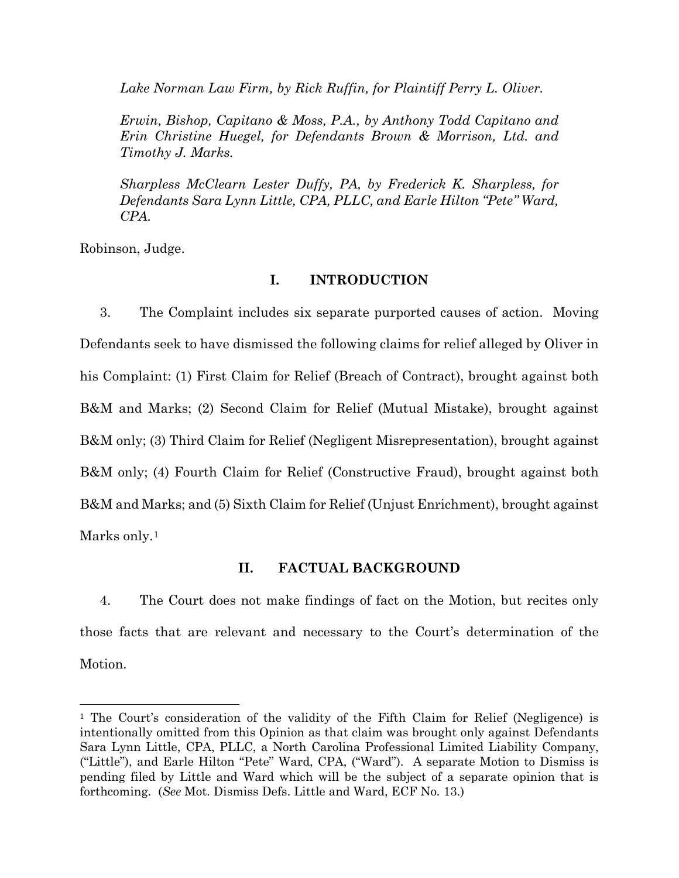*Lake Norman Law Firm, by Rick Ruffin, for Plaintiff Perry L. Oliver.*

*Erwin, Bishop, Capitano & Moss, P.A., by Anthony Todd Capitano and Erin Christine Huegel, for Defendants Brown & Morrison, Ltd. and Timothy J. Marks.*

*Sharpless McClearn Lester Duffy, PA, by Frederick K. Sharpless, for Defendants Sara Lynn Little, CPA, PLLC, and Earle Hilton "Pete" Ward, CPA.*

Robinson, Judge.

## I. INTRODUCTION

3. The Complaint includes six separate purported causes of action. Moving Defendants seek to have dismissed the following claims for relief alleged by Oliver in his Complaint: (1) First Claim for Relief (Breach of Contract), brought against both B&M and Marks; (2) Second Claim for Relief (Mutual Mistake), brought against B&M only; (3) Third Claim for Relief (Negligent Misrepresentation), brought against B&M only; (4) Fourth Claim for Relief (Constructive Fraud), brought against both B&M and Marks; and (5) Sixth Claim for Relief (Unjust Enrichment), brought against Marks only.[1]

## II. FACTUAL BACKGROUND

4. The Court does not make findings of fact on the Motion, but recites only those facts that are relevant and necessary to the Court's determination of the Motion.

---

[1] The Court's consideration of the validity of the Fifth Claim for Relief (Negligence) is intentionally omitted from this Opinion as that claim was brought only against Defendants Sara Lynn Little, CPA, PLLC, a North Carolina Professional Limited Liability Company, ("Little"), and Earle Hilton "Pete" Ward, CPA, ("Ward"). A separate Motion to Dismiss is pending filed by Little and Ward which will be the subject of a separate opinion that is forthcoming. (*See* Mot. Dismiss Defs. Little and Ward, ECF No. 13.)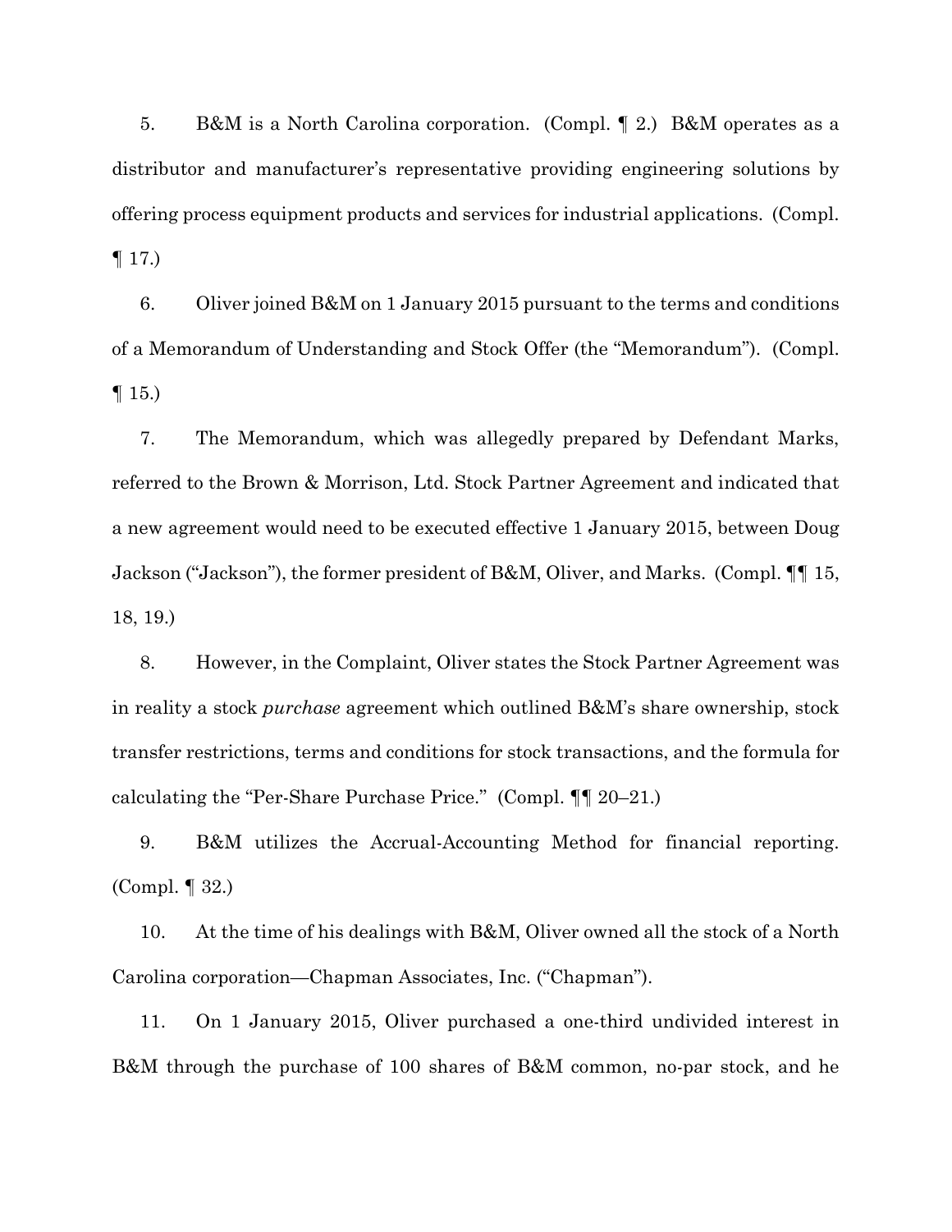5. B&M is a North Carolina corporation. (Compl. ¶ 2.) B&M operates as a distributor and manufacturer's representative providing engineering solutions by offering process equipment products and services for industrial applications. (Compl. ¶ 17.)

6. Oliver joined B&M on 1 January 2015 pursuant to the terms and conditions of a Memorandum of Understanding and Stock Offer (the "Memorandum"). (Compl. ¶ 15.)

7. The Memorandum, which was allegedly prepared by Defendant Marks, referred to the Brown & Morrison, Ltd. Stock Partner Agreement and indicated that a new agreement would need to be executed effective 1 January 2015, between Doug Jackson ("Jackson"), the former president of B&M, Oliver, and Marks. (Compl. ¶¶ 15, 18, 19.)

8. However, in the Complaint, Oliver states the Stock Partner Agreement was in reality a stock *purchase* agreement which outlined B&M's share ownership, stock transfer restrictions, terms and conditions for stock transactions, and the formula for calculating the "Per-Share Purchase Price." (Compl. ¶¶ 20–21.)

9. B&M utilizes the Accrual-Accounting Method for financial reporting. (Compl. ¶ 32.)

10. At the time of his dealings with B&M, Oliver owned all the stock of a North Carolina corporation—Chapman Associates, Inc. ("Chapman").

11. On 1 January 2015, Oliver purchased a one-third undivided interest in B&M through the purchase of 100 shares of B&M common, no-par stock, and he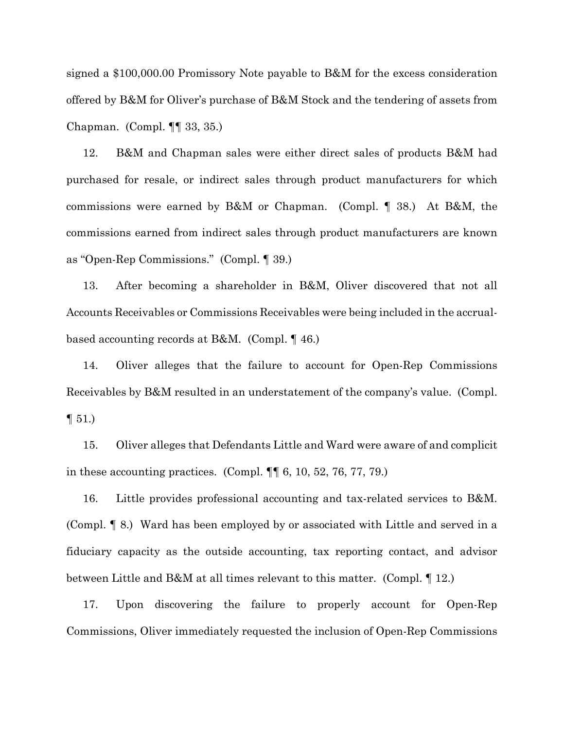signed a $100,000.00 Promissory Note payable to B&M for the excess consideration offered by B&M for Oliver's purchase of B&M Stock and the tendering of assets from Chapman. (Compl. ¶¶ 33, 35.)

12. B&M and Chapman sales were either direct sales of products B&M had purchased for resale, or indirect sales through product manufacturers for which commissions were earned by B&M or Chapman. (Compl. ¶ 38.) At B&M, the commissions earned from indirect sales through product manufacturers are known as "Open-Rep Commissions." (Compl. ¶ 39.)

13. After becoming a shareholder in B&M, Oliver discovered that not all Accounts Receivables or Commissions Receivables were being included in the accrual-based accounting records at B&M. (Compl. ¶ 46.)

14. Oliver alleges that the failure to account for Open-Rep Commissions Receivables by B&M resulted in an understatement of the company's value. (Compl. ¶ 51.)

15. Oliver alleges that Defendants Little and Ward were aware of and complicit in these accounting practices. (Compl. ¶¶ 6, 10, 52, 76, 77, 79.)

16. Little provides professional accounting and tax-related services to B&M. (Compl. ¶ 8.) Ward has been employed by or associated with Little and served in a fiduciary capacity as the outside accounting, tax reporting contact, and advisor between Little and B&M at all times relevant to this matter. (Compl. ¶ 12.)

17. Upon discovering the failure to properly account for Open-Rep Commissions, Oliver immediately requested the inclusion of Open-Rep Commissions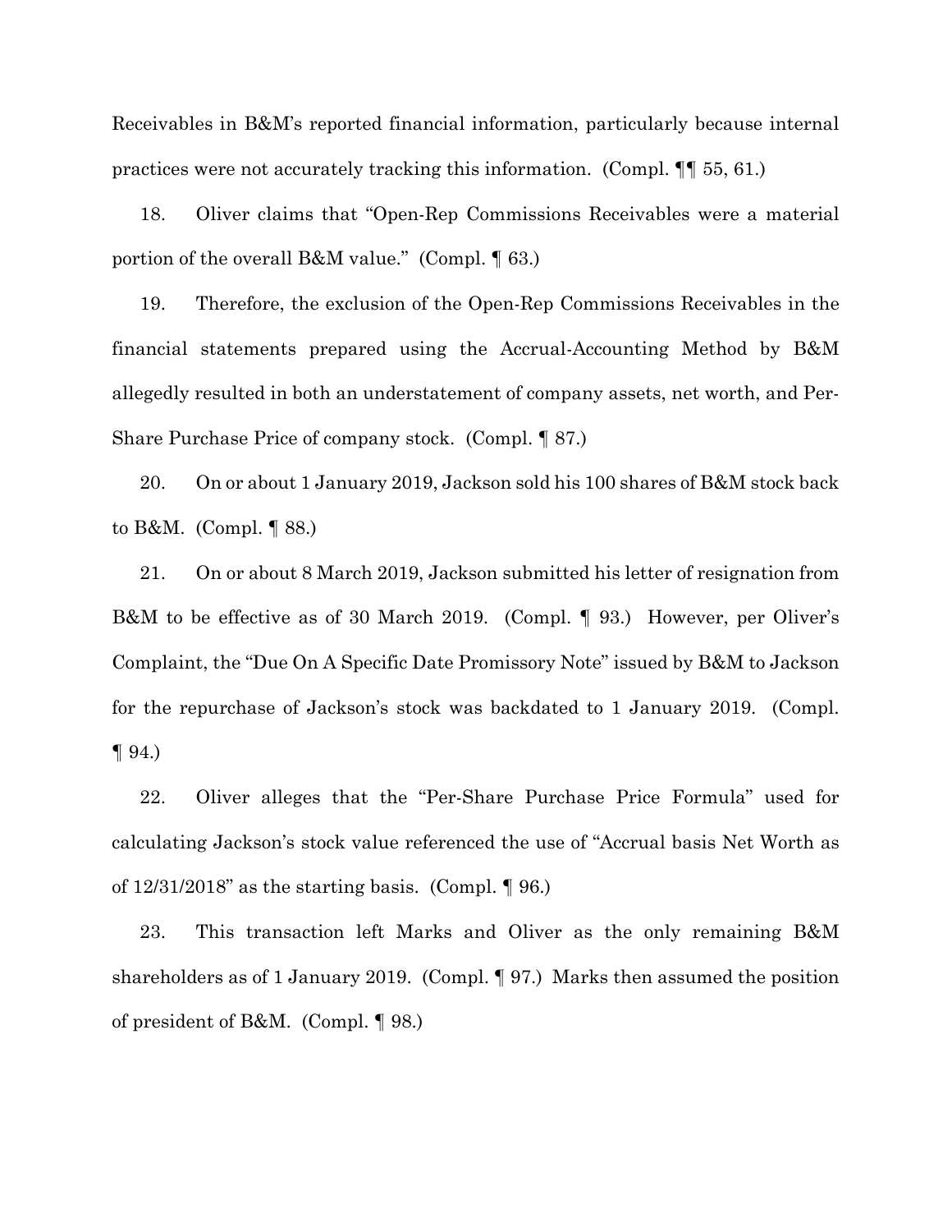Receivables in B&M's reported financial information, particularly because internal practices were not accurately tracking this information. (Compl. ¶¶ 55, 61.)

18. Oliver claims that "Open-Rep Commissions Receivables were a material portion of the overall B&M value." (Compl. ¶ 63.)

19. Therefore, the exclusion of the Open-Rep Commissions Receivables in the financial statements prepared using the Accrual-Accounting Method by B&M allegedly resulted in both an understatement of company assets, net worth, and Per-Share Purchase Price of company stock. (Compl. ¶ 87.)

20. On or about 1 January 2019, Jackson sold his 100 shares of B&M stock back to B&M. (Compl. ¶ 88.)

21. On or about 8 March 2019, Jackson submitted his letter of resignation from B&M to be effective as of 30 March 2019. (Compl. ¶ 93.) However, per Oliver's Complaint, the "Due On A Specific Date Promissory Note" issued by B&M to Jackson for the repurchase of Jackson's stock was backdated to 1 January 2019. (Compl. ¶ 94.)

22. Oliver alleges that the "Per-Share Purchase Price Formula" used for calculating Jackson's stock value referenced the use of "Accrual basis Net Worth as of 12/31/2018" as the starting basis. (Compl. ¶ 96.)

23. This transaction left Marks and Oliver as the only remaining B&M shareholders as of 1 January 2019. (Compl. ¶ 97.) Marks then assumed the position of president of B&M. (Compl. ¶ 98.)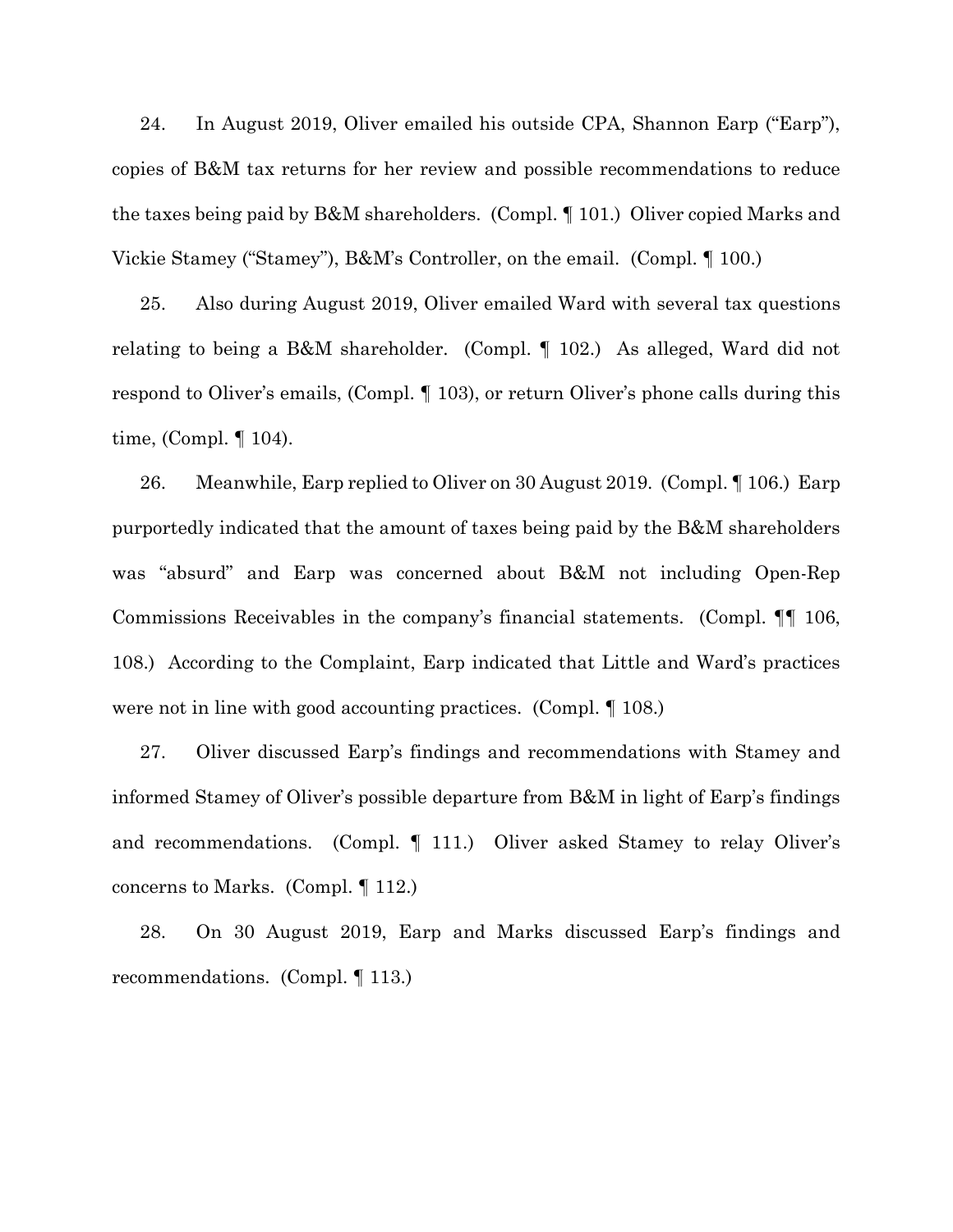24. In August 2019, Oliver emailed his outside CPA, Shannon Earp ("Earp"), copies of B&M tax returns for her review and possible recommendations to reduce the taxes being paid by B&M shareholders. (Compl. ¶ 101.) Oliver copied Marks and Vickie Stamey ("Stamey"), B&M's Controller, on the email. (Compl. ¶ 100.)

25. Also during August 2019, Oliver emailed Ward with several tax questions relating to being a B&M shareholder. (Compl. ¶ 102.) As alleged, Ward did not respond to Oliver's emails, (Compl. ¶ 103), or return Oliver's phone calls during this time, (Compl. ¶ 104).

26. Meanwhile, Earp replied to Oliver on 30 August 2019. (Compl. ¶ 106.) Earp purportedly indicated that the amount of taxes being paid by the B&M shareholders was "absurd" and Earp was concerned about B&M not including Open-Rep Commissions Receivables in the company's financial statements. (Compl. ¶¶ 106, 108.) According to the Complaint, Earp indicated that Little and Ward's practices were not in line with good accounting practices. (Compl. ¶ 108.)

27. Oliver discussed Earp's findings and recommendations with Stamey and informed Stamey of Oliver's possible departure from B&M in light of Earp's findings and recommendations. (Compl. ¶ 111.) Oliver asked Stamey to relay Oliver's concerns to Marks. (Compl. ¶ 112.)

28. On 30 August 2019, Earp and Marks discussed Earp's findings and recommendations. (Compl. ¶ 113.)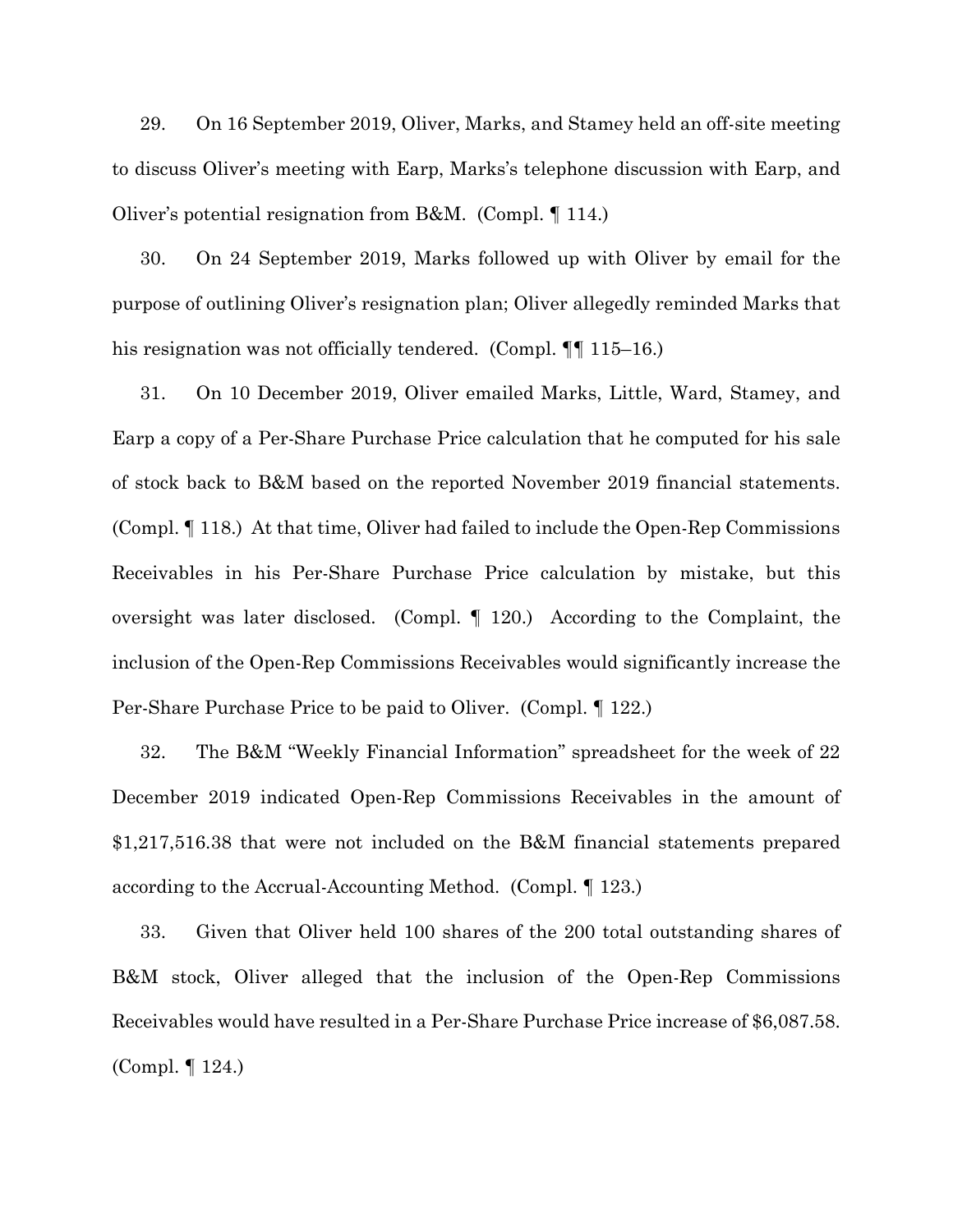29. On 16 September 2019, Oliver, Marks, and Stamey held an off-site meeting to discuss Oliver's meeting with Earp, Marks's telephone discussion with Earp, and Oliver's potential resignation from B&M. (Compl. ¶ 114.)

30. On 24 September 2019, Marks followed up with Oliver by email for the purpose of outlining Oliver's resignation plan; Oliver allegedly reminded Marks that his resignation was not officially tendered. (Compl. ¶¶ 115–16.)

31. On 10 December 2019, Oliver emailed Marks, Little, Ward, Stamey, and Earp a copy of a Per-Share Purchase Price calculation that he computed for his sale of stock back to B&M based on the reported November 2019 financial statements. (Compl. ¶ 118.) At that time, Oliver had failed to include the Open-Rep Commissions Receivables in his Per-Share Purchase Price calculation by mistake, but this oversight was later disclosed. (Compl. ¶ 120.) According to the Complaint, the inclusion of the Open-Rep Commissions Receivables would significantly increase the Per-Share Purchase Price to be paid to Oliver. (Compl. ¶ 122.)

32. The B&M "Weekly Financial Information" spreadsheet for the week of 22 December 2019 indicated Open-Rep Commissions Receivables in the amount of $1,217,516.38 that were not included on the B&M financial statements prepared according to the Accrual-Accounting Method. (Compl. ¶ 123.)

33. Given that Oliver held 100 shares of the 200 total outstanding shares of B&M stock, Oliver alleged that the inclusion of the Open-Rep Commissions Receivables would have resulted in a Per-Share Purchase Price increase of $6,087.58. (Compl. ¶ 124.)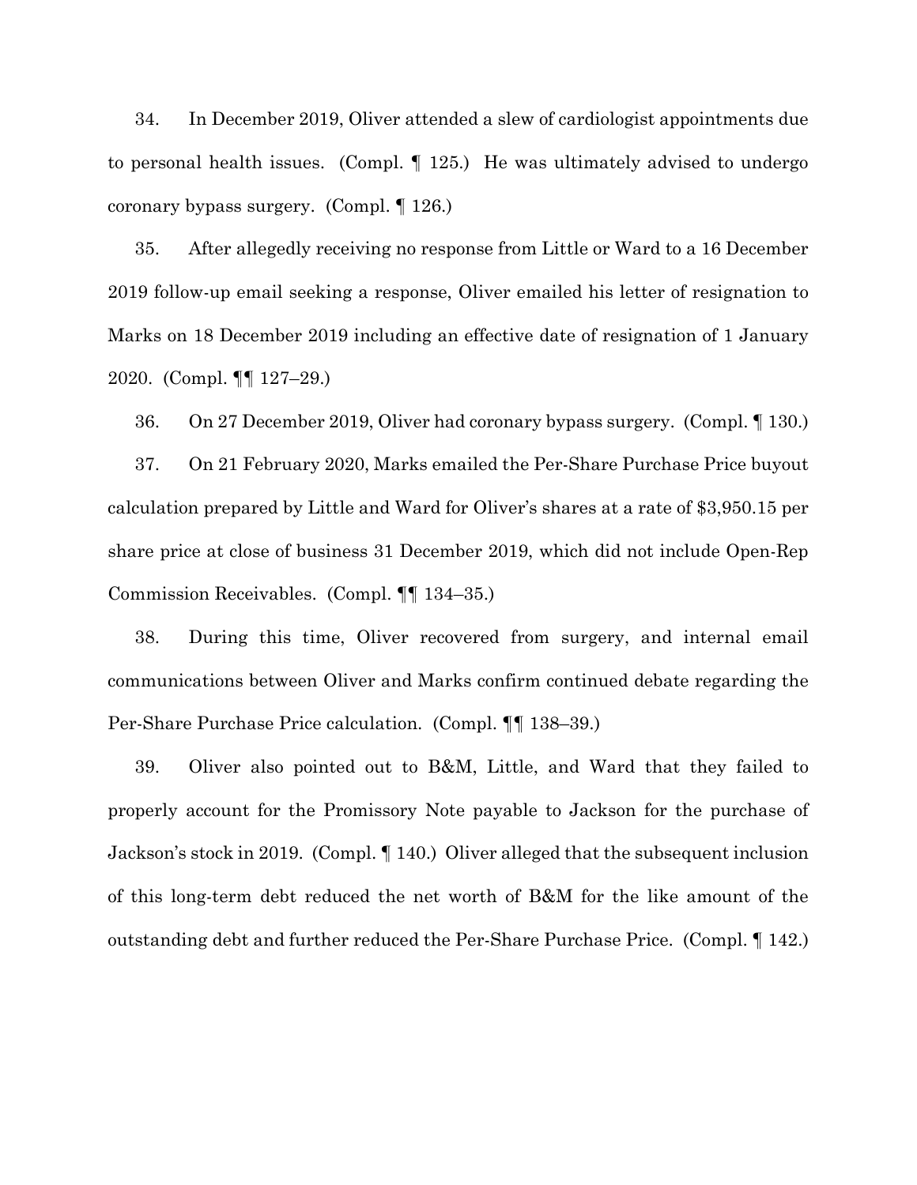34. In December 2019, Oliver attended a slew of cardiologist appointments due to personal health issues. (Compl. ¶ 125.) He was ultimately advised to undergo coronary bypass surgery. (Compl. ¶ 126.)

35. After allegedly receiving no response from Little or Ward to a 16 December 2019 follow-up email seeking a response, Oliver emailed his letter of resignation to Marks on 18 December 2019 including an effective date of resignation of 1 January 2020. (Compl. ¶¶ 127–29.)

36. On 27 December 2019, Oliver had coronary bypass surgery. (Compl. ¶ 130.)

37. On 21 February 2020, Marks emailed the Per-Share Purchase Price buyout calculation prepared by Little and Ward for Oliver's shares at a rate of $3,950.15 per share price at close of business 31 December 2019, which did not include Open-Rep Commission Receivables. (Compl. ¶¶ 134–35.)

38. During this time, Oliver recovered from surgery, and internal email communications between Oliver and Marks confirm continued debate regarding the Per-Share Purchase Price calculation. (Compl. ¶¶ 138–39.)

39. Oliver also pointed out to B&M, Little, and Ward that they failed to properly account for the Promissory Note payable to Jackson for the purchase of Jackson's stock in 2019. (Compl. ¶ 140.) Oliver alleged that the subsequent inclusion of this long-term debt reduced the net worth of B&M for the like amount of the outstanding debt and further reduced the Per-Share Purchase Price. (Compl. ¶ 142.)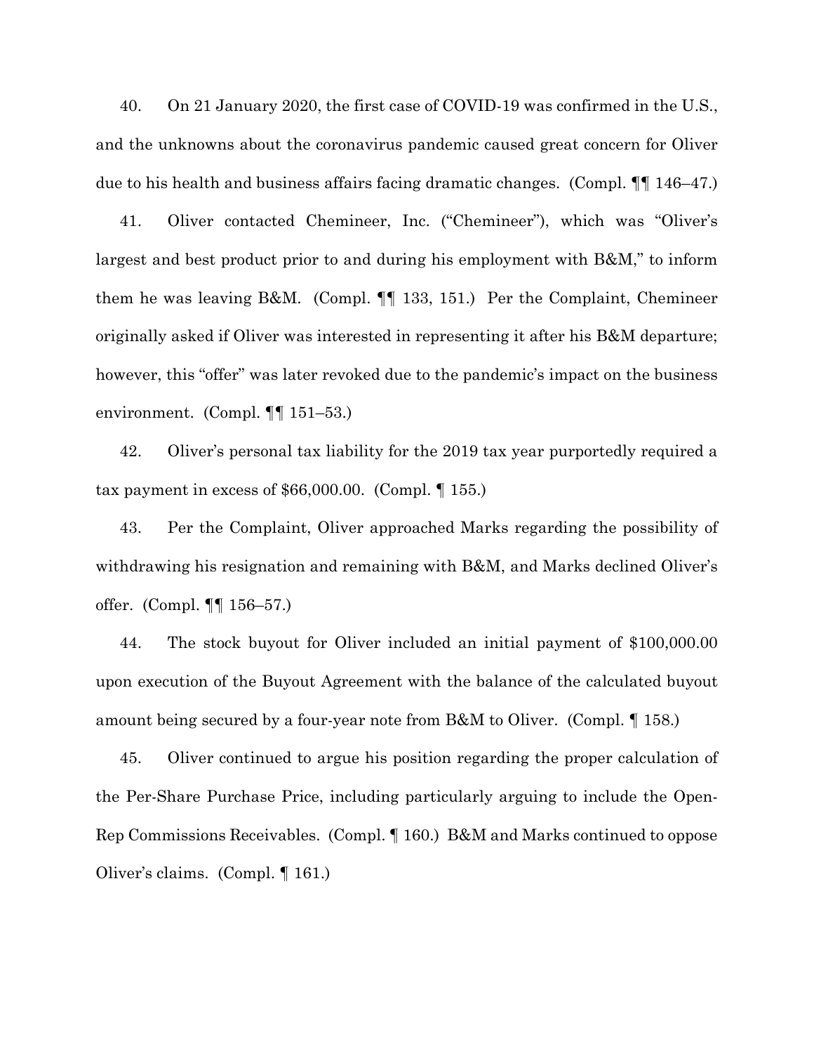40. On 21 January 2020, the first case of COVID-19 was confirmed in the U.S., and the unknowns about the coronavirus pandemic caused great concern for Oliver due to his health and business affairs facing dramatic changes. (Compl. ¶¶ 146–47.)

41. Oliver contacted Chemineer, Inc. ("Chemineer"), which was "Oliver's largest and best product prior to and during his employment with B&M," to inform them he was leaving B&M. (Compl. ¶¶ 133, 151.) Per the Complaint, Chemineer originally asked if Oliver was interested in representing it after his B&M departure; however, this "offer" was later revoked due to the pandemic's impact on the business environment. (Compl. ¶¶ 151–53.)

42. Oliver's personal tax liability for the 2019 tax year purportedly required a tax payment in excess of $66,000.00. (Compl. ¶ 155.)

43. Per the Complaint, Oliver approached Marks regarding the possibility of withdrawing his resignation and remaining with B&M, and Marks declined Oliver's offer. (Compl. ¶¶ 156–57.)

44. The stock buyout for Oliver included an initial payment of $100,000.00 upon execution of the Buyout Agreement with the balance of the calculated buyout amount being secured by a four-year note from B&M to Oliver. (Compl. ¶ 158.)

45. Oliver continued to argue his position regarding the proper calculation of the Per-Share Purchase Price, including particularly arguing to include the Open-Rep Commissions Receivables. (Compl. ¶ 160.) B&M and Marks continued to oppose Oliver's claims. (Compl. ¶ 161.)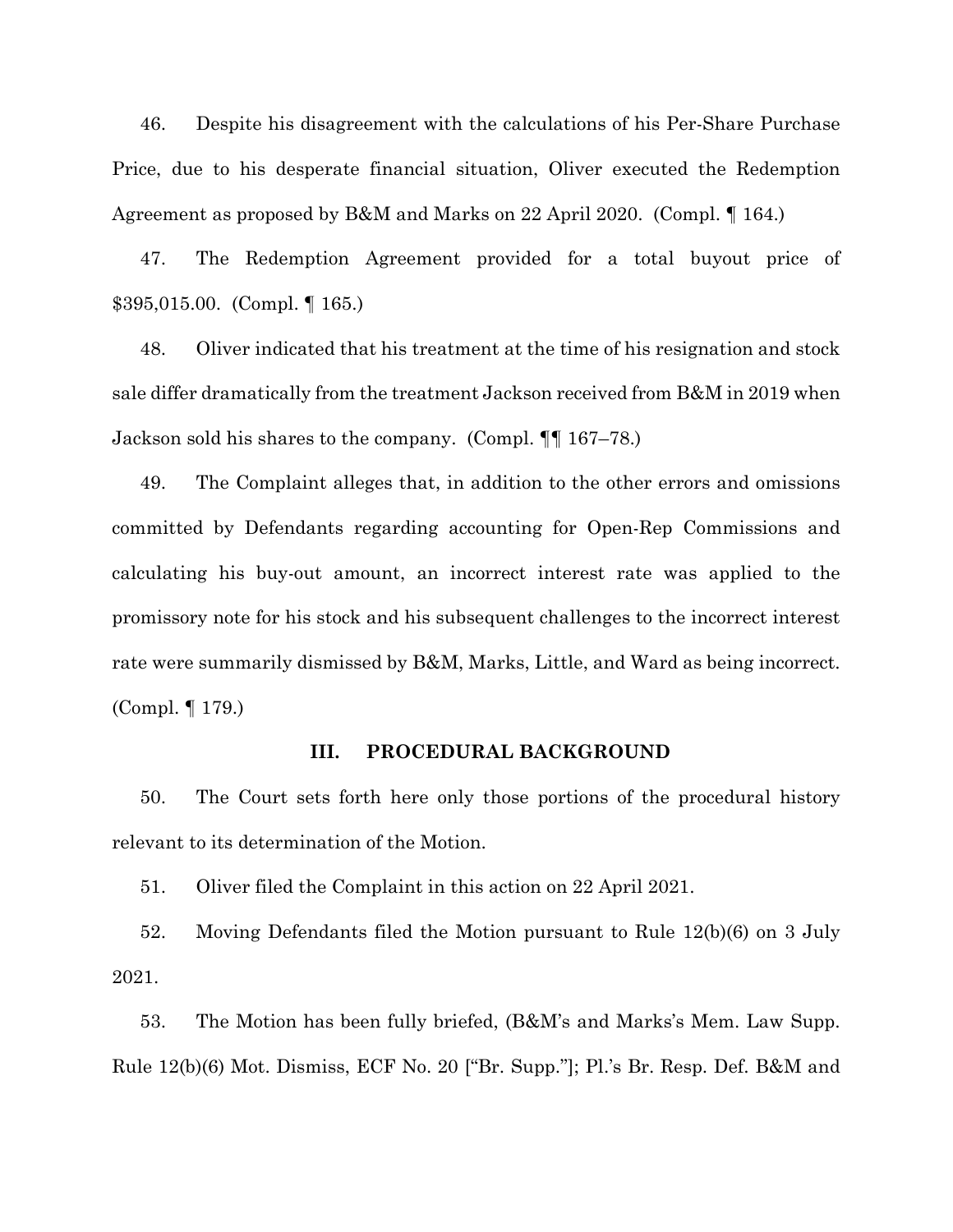46. Despite his disagreement with the calculations of his Per-Share Purchase Price, due to his desperate financial situation, Oliver executed the Redemption Agreement as proposed by B&M and Marks on 22 April 2020. (Compl. ¶ 164.)

47. The Redemption Agreement provided for a total buyout price of $395,015.00. (Compl. ¶ 165.)

48. Oliver indicated that his treatment at the time of his resignation and stock sale differ dramatically from the treatment Jackson received from B&M in 2019 when Jackson sold his shares to the company. (Compl. ¶¶ 167–78.)

49. The Complaint alleges that, in addition to the other errors and omissions committed by Defendants regarding accounting for Open-Rep Commissions and calculating his buy-out amount, an incorrect interest rate was applied to the promissory note for his stock and his subsequent challenges to the incorrect interest rate were summarily dismissed by B&M, Marks, Little, and Ward as being incorrect. (Compl. ¶ 179.)

## III. PROCEDURAL BACKGROUND

50. The Court sets forth here only those portions of the procedural history relevant to its determination of the Motion.

51. Oliver filed the Complaint in this action on 22 April 2021.

52. Moving Defendants filed the Motion pursuant to Rule 12(b)(6) on 3 July 2021.

53. The Motion has been fully briefed, (B&M's and Marks's Mem. Law Supp. Rule 12(b)(6) Mot. Dismiss, ECF No. 20 ["Br. Supp."]; Pl.'s Br. Resp. Def. B&M and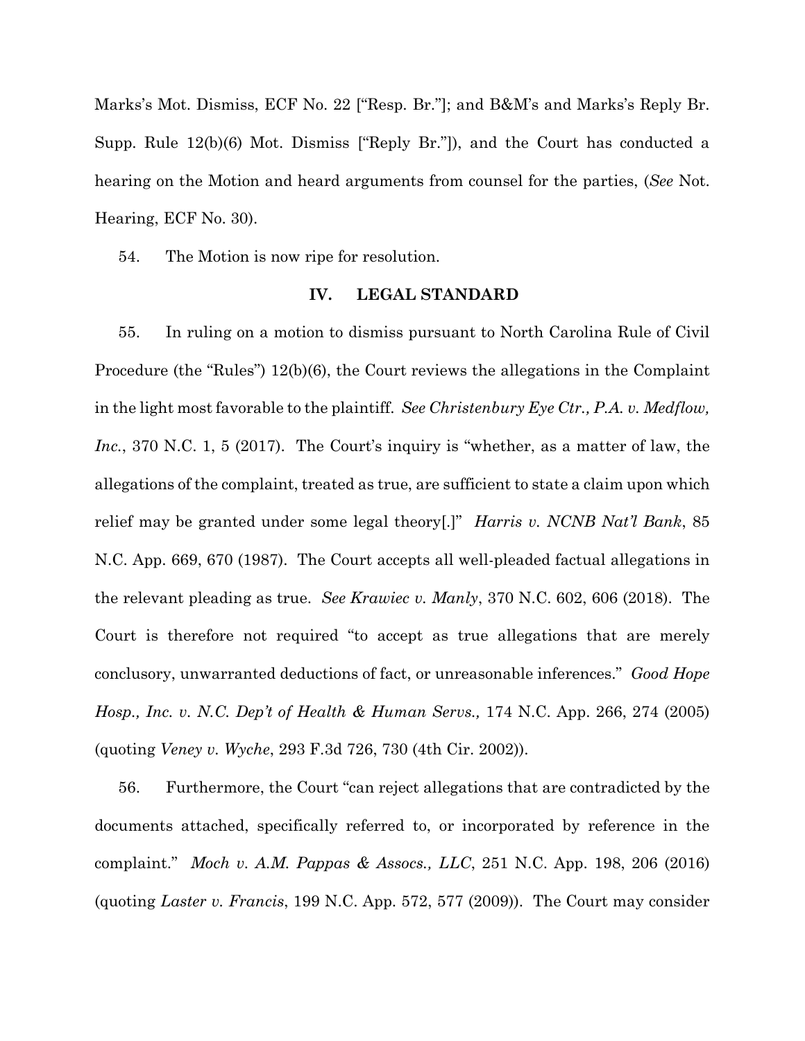Marks's Mot. Dismiss, ECF No. 22 ["Resp. Br."]; and B&M's and Marks's Reply Br. Supp. Rule 12(b)(6) Mot. Dismiss ["Reply Br."]), and the Court has conducted a hearing on the Motion and heard arguments from counsel for the parties, (*See* Not. Hearing, ECF No. 30).

54. The Motion is now ripe for resolution.

## IV. LEGAL STANDARD

55. In ruling on a motion to dismiss pursuant to North Carolina Rule of Civil Procedure (the "Rules") 12(b)(6), the Court reviews the allegations in the Complaint in the light most favorable to the plaintiff. *See Christenbury Eye Ctr., P.A. v. Medflow, Inc.*, 370 N.C. 1, 5 (2017). The Court's inquiry is "whether, as a matter of law, the allegations of the complaint, treated as true, are sufficient to state a claim upon which relief may be granted under some legal theory[.]" *Harris v. NCNB Nat'l Bank*, 85 N.C. App. 669, 670 (1987). The Court accepts all well-pleaded factual allegations in the relevant pleading as true. *See Krawiec v. Manly*, 370 N.C. 602, 606 (2018). The Court is therefore not required "to accept as true allegations that are merely conclusory, unwarranted deductions of fact, or unreasonable inferences." *Good Hope Hosp., Inc. v. N.C. Dep't of Health & Human Servs.,* 174 N.C. App. 266, 274 (2005) (quoting *Veney v. Wyche*, 293 F.3d 726, 730 (4th Cir. 2002)).

56. Furthermore, the Court "can reject allegations that are contradicted by the documents attached, specifically referred to, or incorporated by reference in the complaint." *Moch v. A.M. Pappas & Assocs., LLC*, 251 N.C. App. 198, 206 (2016) (quoting *Laster v. Francis*, 199 N.C. App. 572, 577 (2009)). The Court may consider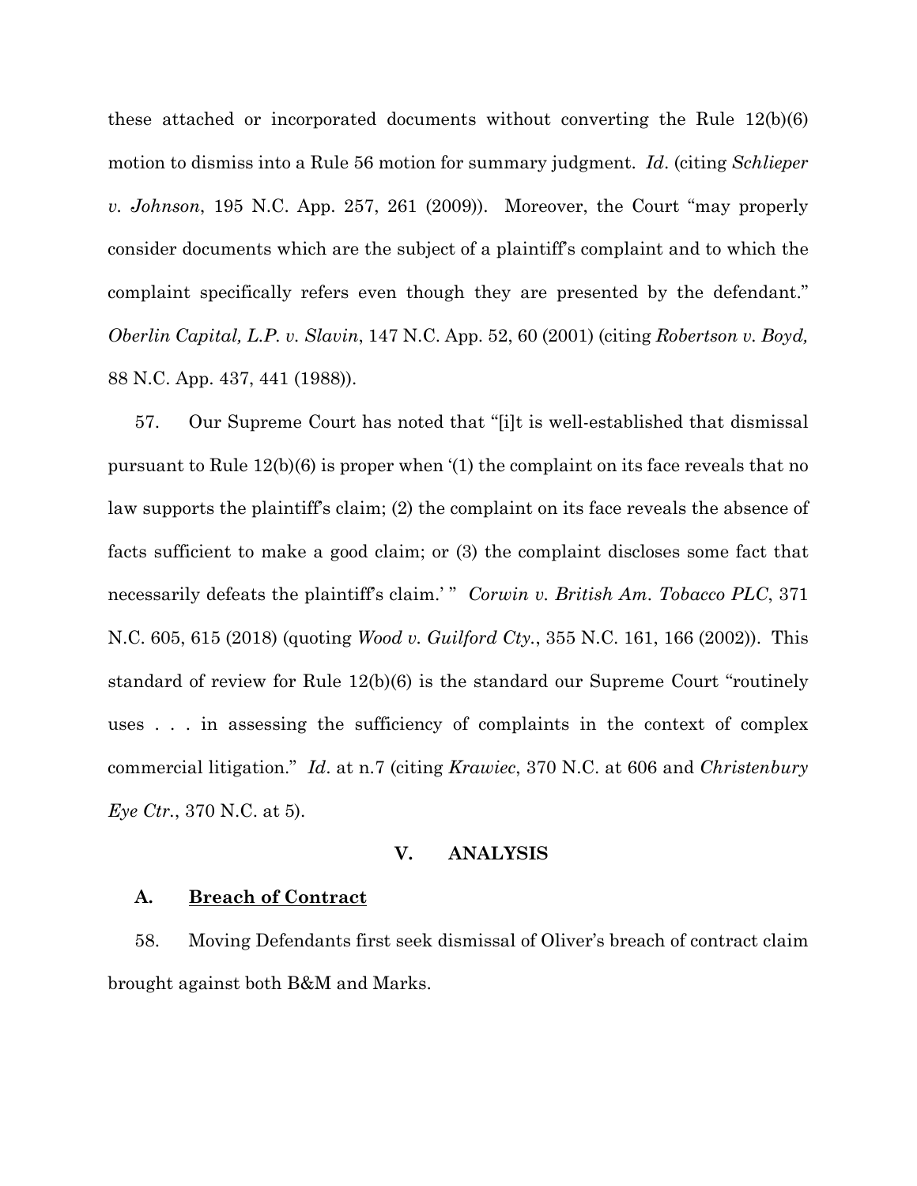these attached or incorporated documents without converting the Rule 12(b)(6) motion to dismiss into a Rule 56 motion for summary judgment. *Id*. (citing *Schlieper v. Johnson*, 195 N.C. App. 257, 261 (2009)). Moreover, the Court "may properly consider documents which are the subject of a plaintiff's complaint and to which the complaint specifically refers even though they are presented by the defendant." *Oberlin Capital, L.P. v. Slavin*, 147 N.C. App. 52, 60 (2001) (citing *Robertson v. Boyd,* 88 N.C. App. 437, 441 (1988)).

57. Our Supreme Court has noted that "[i]t is well-established that dismissal pursuant to Rule 12(b)(6) is proper when '(1) the complaint on its face reveals that no law supports the plaintiff's claim; (2) the complaint on its face reveals the absence of facts sufficient to make a good claim; or (3) the complaint discloses some fact that necessarily defeats the plaintiff's claim.' " *Corwin v. British Am. Tobacco PLC*, 371 N.C. 605, 615 (2018) (quoting *Wood v. Guilford Cty.*, 355 N.C. 161, 166 (2002)). This standard of review for Rule 12(b)(6) is the standard our Supreme Court "routinely uses . . . in assessing the sufficiency of complaints in the context of complex commercial litigation." *Id*. at n.7 (citing *Krawiec*, 370 N.C. at 606 and *Christenbury Eye Ctr.*, 370 N.C. at 5).

## V. ANALYSIS

### A. Breach of Contract

58. Moving Defendants first seek dismissal of Oliver's breach of contract claim brought against both B&M and Marks.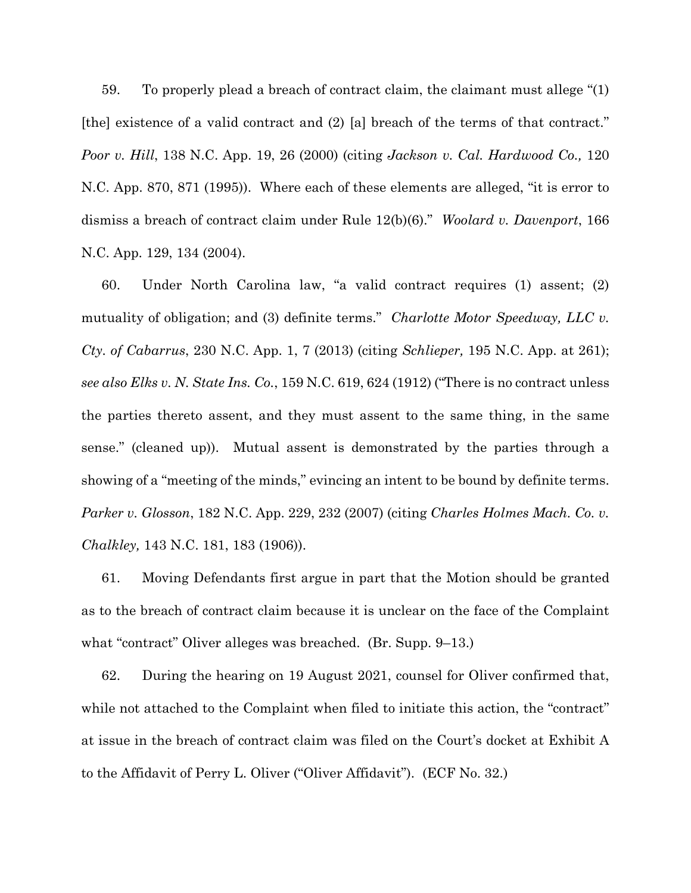59. To properly plead a breach of contract claim, the claimant must allege "(1) [the] existence of a valid contract and (2) [a] breach of the terms of that contract." *Poor v. Hill*, 138 N.C. App. 19, 26 (2000) (citing *Jackson v. Cal. Hardwood Co.,* 120 N.C. App. 870, 871 (1995)). Where each of these elements are alleged, "it is error to dismiss a breach of contract claim under Rule 12(b)(6)." *Woolard v. Davenport*, 166 N.C. App. 129, 134 (2004).

60. Under North Carolina law, "a valid contract requires (1) assent; (2) mutuality of obligation; and (3) definite terms." *Charlotte Motor Speedway, LLC v. Cty. of Cabarrus*, 230 N.C. App. 1, 7 (2013) (citing *Schlieper,* 195 N.C. App. at 261); *see also Elks v. N. State Ins. Co.*, 159 N.C. 619, 624 (1912) ("There is no contract unless the parties thereto assent, and they must assent to the same thing, in the same sense." (cleaned up)). Mutual assent is demonstrated by the parties through a showing of a "meeting of the minds," evincing an intent to be bound by definite terms. *Parker v. Glosson*, 182 N.C. App. 229, 232 (2007) (citing *Charles Holmes Mach. Co. v. Chalkley,* 143 N.C. 181, 183 (1906)).

61. Moving Defendants first argue in part that the Motion should be granted as to the breach of contract claim because it is unclear on the face of the Complaint what "contract" Oliver alleges was breached. (Br. Supp. 9–13.)

62. During the hearing on 19 August 2021, counsel for Oliver confirmed that, while not attached to the Complaint when filed to initiate this action, the "contract" at issue in the breach of contract claim was filed on the Court's docket at Exhibit A to the Affidavit of Perry L. Oliver ("Oliver Affidavit"). (ECF No. 32.)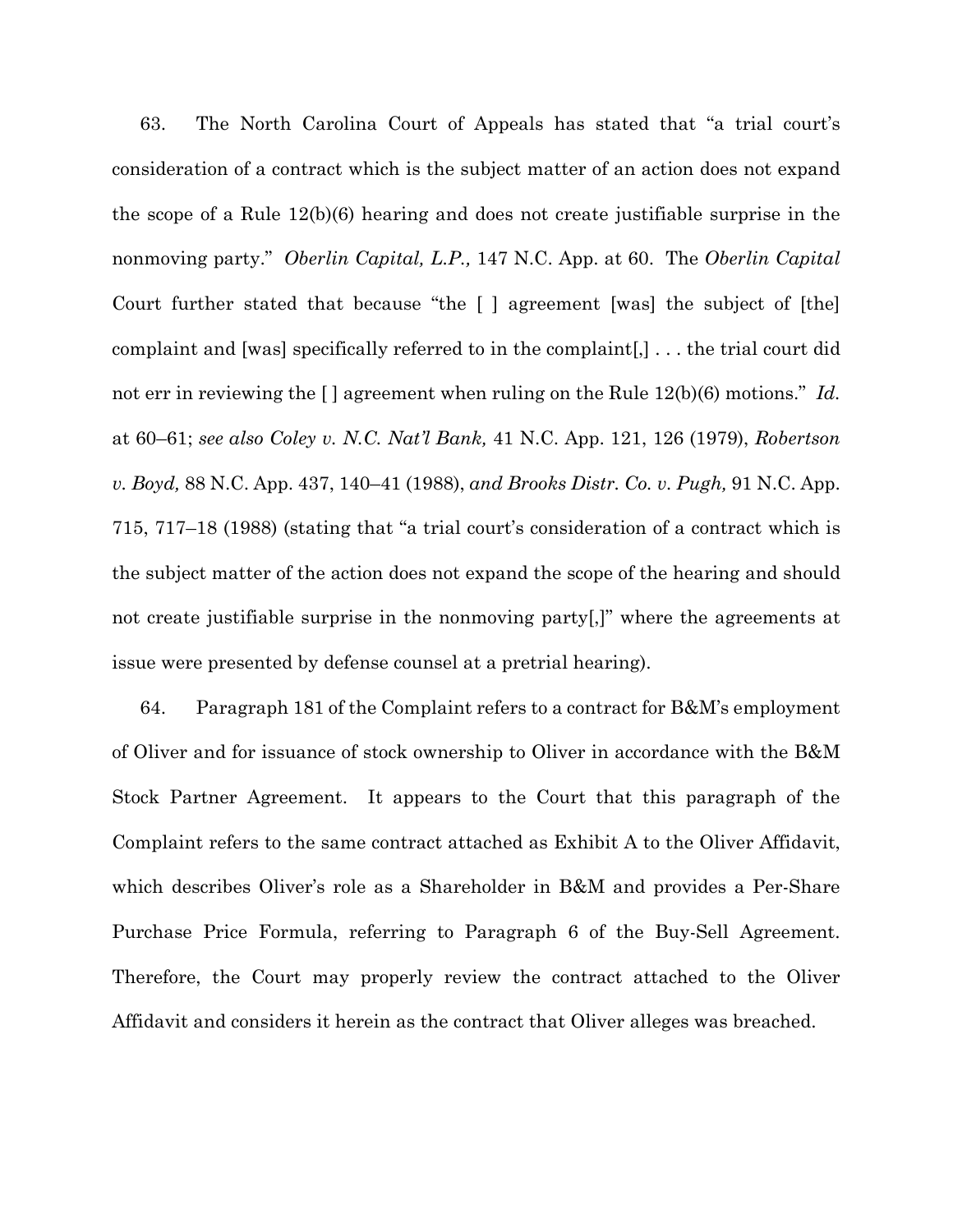63. The North Carolina Court of Appeals has stated that "a trial court's consideration of a contract which is the subject matter of an action does not expand the scope of a Rule 12(b)(6) hearing and does not create justifiable surprise in the nonmoving party." *Oberlin Capital, L.P.,* 147 N.C. App. at 60. The *Oberlin Capital* Court further stated that because "the [ ] agreement [was] the subject of [the] complaint and [was] specifically referred to in the complaint[,] . . . the trial court did not err in reviewing the [ ] agreement when ruling on the Rule 12(b)(6) motions." *Id.* at 60–61; *see also Coley v. N.C. Nat'l Bank,* 41 N.C. App. 121, 126 (1979), *Robertson v. Boyd,* 88 N.C. App. 437, 140–41 (1988), *and Brooks Distr. Co. v. Pugh,* 91 N.C. App. 715, 717–18 (1988) (stating that "a trial court's consideration of a contract which is the subject matter of the action does not expand the scope of the hearing and should not create justifiable surprise in the nonmoving party[,]" where the agreements at issue were presented by defense counsel at a pretrial hearing).

64. Paragraph 181 of the Complaint refers to a contract for B&M's employment of Oliver and for issuance of stock ownership to Oliver in accordance with the B&M Stock Partner Agreement. It appears to the Court that this paragraph of the Complaint refers to the same contract attached as Exhibit A to the Oliver Affidavit, which describes Oliver's role as a Shareholder in B&M and provides a Per-Share Purchase Price Formula, referring to Paragraph 6 of the Buy-Sell Agreement. Therefore, the Court may properly review the contract attached to the Oliver Affidavit and considers it herein as the contract that Oliver alleges was breached.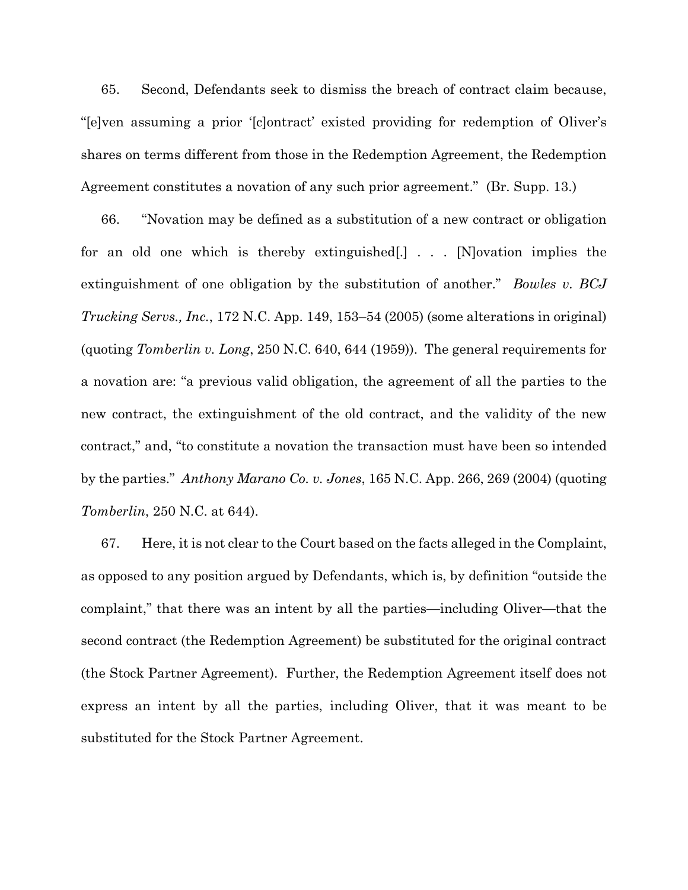65. Second, Defendants seek to dismiss the breach of contract claim because, "[e]ven assuming a prior '[c]ontract' existed providing for redemption of Oliver's shares on terms different from those in the Redemption Agreement, the Redemption Agreement constitutes a novation of any such prior agreement." (Br. Supp. 13.)

66. "Novation may be defined as a substitution of a new contract or obligation for an old one which is thereby extinguished[.] . . . [N]ovation implies the extinguishment of one obligation by the substitution of another." *Bowles v. BCJ Trucking Servs., Inc.*, 172 N.C. App. 149, 153–54 (2005) (some alterations in original) (quoting *Tomberlin v. Long*, 250 N.C. 640, 644 (1959)). The general requirements for a novation are: "a previous valid obligation, the agreement of all the parties to the new contract, the extinguishment of the old contract, and the validity of the new contract," and, "to constitute a novation the transaction must have been so intended by the parties." *Anthony Marano Co. v. Jones*, 165 N.C. App. 266, 269 (2004) (quoting *Tomberlin*, 250 N.C. at 644).

67. Here, it is not clear to the Court based on the facts alleged in the Complaint, as opposed to any position argued by Defendants, which is, by definition "outside the complaint," that there was an intent by all the parties—including Oliver—that the second contract (the Redemption Agreement) be substituted for the original contract (the Stock Partner Agreement). Further, the Redemption Agreement itself does not express an intent by all the parties, including Oliver, that it was meant to be substituted for the Stock Partner Agreement.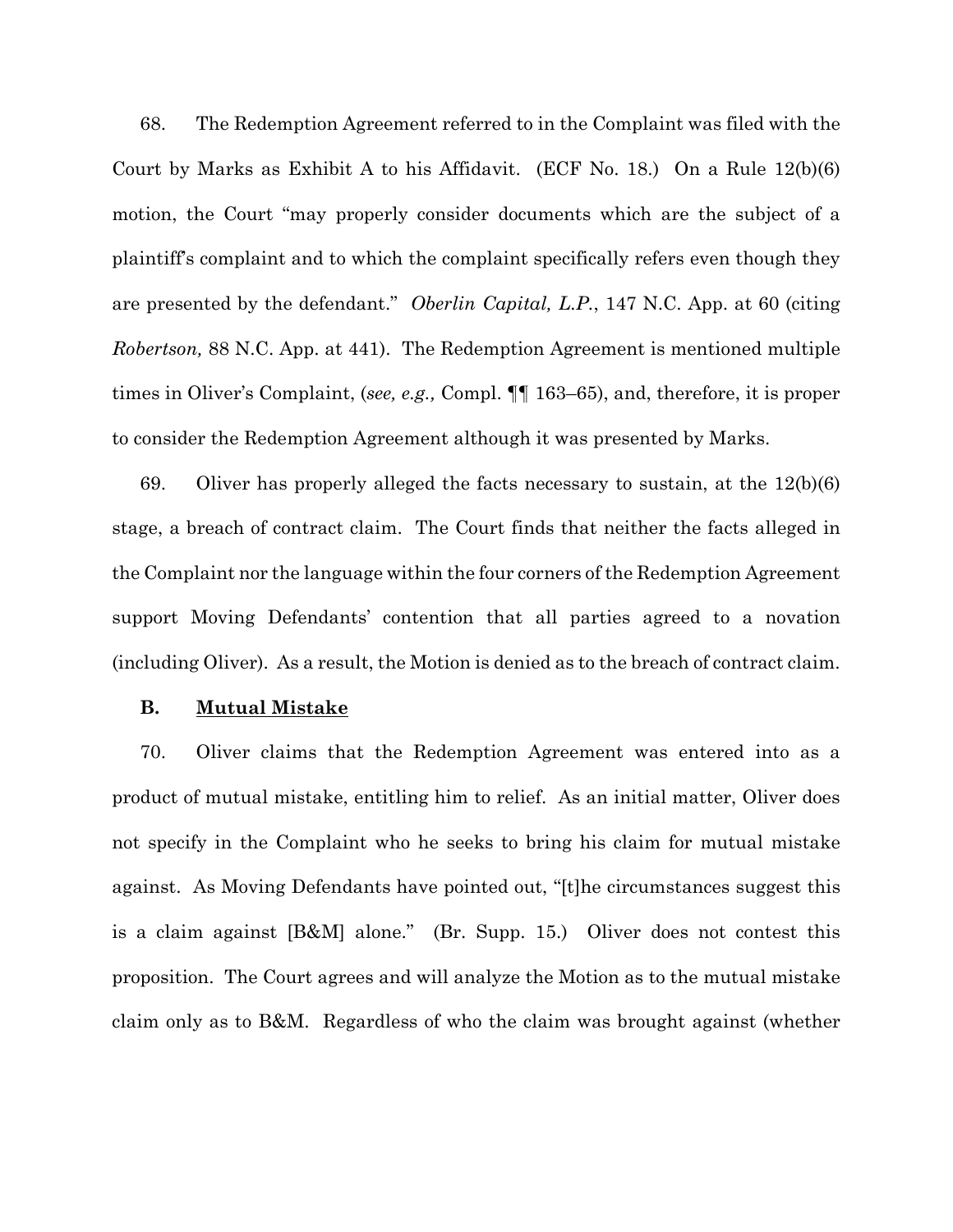68. The Redemption Agreement referred to in the Complaint was filed with the Court by Marks as Exhibit A to his Affidavit. (ECF No. 18.) On a Rule 12(b)(6) motion, the Court "may properly consider documents which are the subject of a plaintiff's complaint and to which the complaint specifically refers even though they are presented by the defendant." *Oberlin Capital, L.P.*, 147 N.C. App. at 60 (citing *Robertson,* 88 N.C. App. at 441). The Redemption Agreement is mentioned multiple times in Oliver's Complaint, (*see, e.g.,* Compl. ¶¶ 163–65), and, therefore, it is proper to consider the Redemption Agreement although it was presented by Marks.

69. Oliver has properly alleged the facts necessary to sustain, at the 12(b)(6) stage, a breach of contract claim. The Court finds that neither the facts alleged in the Complaint nor the language within the four corners of the Redemption Agreement support Moving Defendants' contention that all parties agreed to a novation (including Oliver). As a result, the Motion is denied as to the breach of contract claim.

### B. <u>Mutual Mistake</u>

70. Oliver claims that the Redemption Agreement was entered into as a product of mutual mistake, entitling him to relief. As an initial matter, Oliver does not specify in the Complaint who he seeks to bring his claim for mutual mistake against. As Moving Defendants have pointed out, "[t]he circumstances suggest this is a claim against [B&M] alone." (Br. Supp. 15.) Oliver does not contest this proposition. The Court agrees and will analyze the Motion as to the mutual mistake claim only as to B&M. Regardless of who the claim was brought against (whether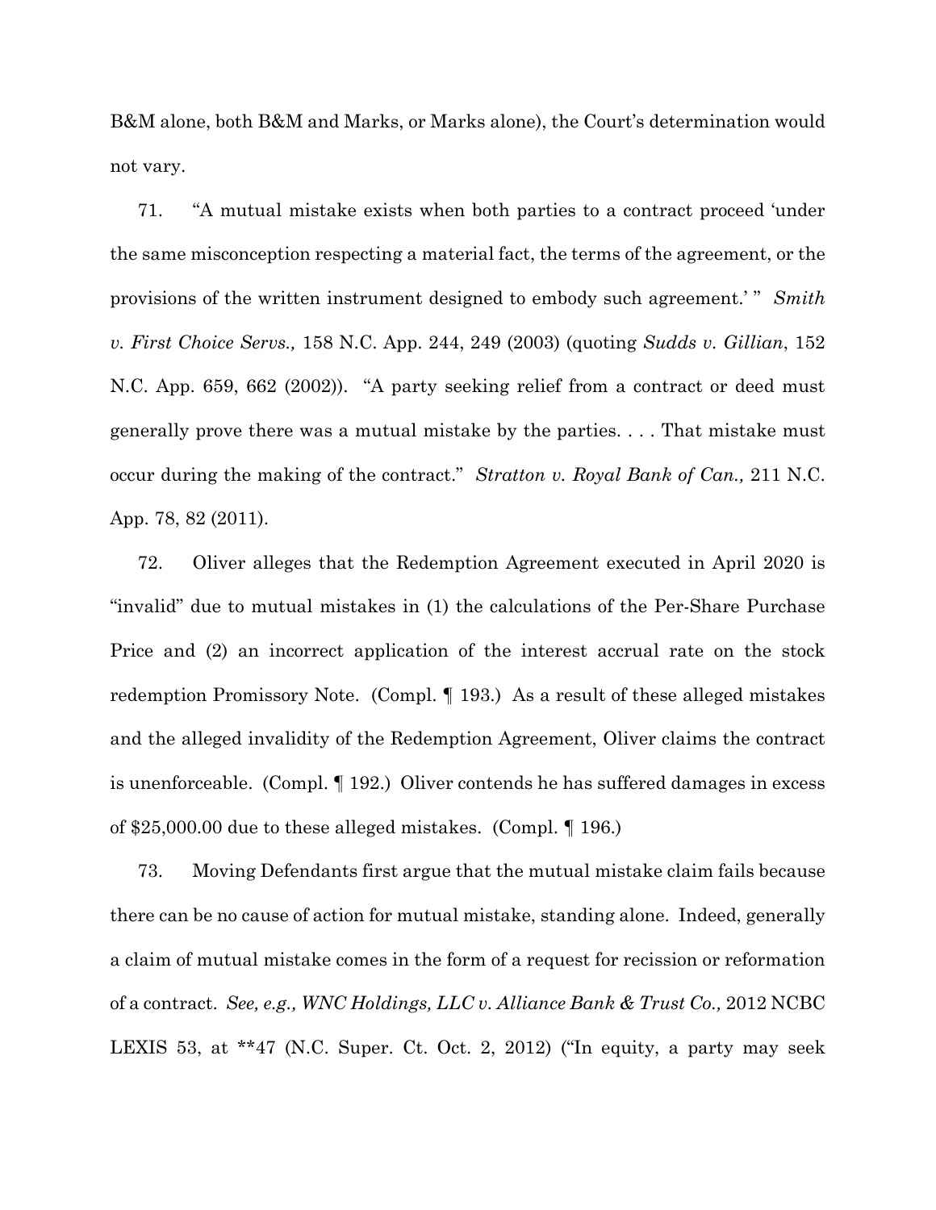B&M alone, both B&M and Marks, or Marks alone), the Court's determination would not vary.

71. "A mutual mistake exists when both parties to a contract proceed 'under the same misconception respecting a material fact, the terms of the agreement, or the provisions of the written instrument designed to embody such agreement.' " *Smith v. First Choice Servs.,* 158 N.C. App. 244, 249 (2003) (quoting *Sudds v. Gillian*, 152 N.C. App. 659, 662 (2002)). "A party seeking relief from a contract or deed must generally prove there was a mutual mistake by the parties. . . . That mistake must occur during the making of the contract." *Stratton v. Royal Bank of Can.,* 211 N.C. App. 78, 82 (2011).

72. Oliver alleges that the Redemption Agreement executed in April 2020 is "invalid" due to mutual mistakes in (1) the calculations of the Per-Share Purchase Price and (2) an incorrect application of the interest accrual rate on the stock redemption Promissory Note. (Compl. ¶ 193.) As a result of these alleged mistakes and the alleged invalidity of the Redemption Agreement, Oliver claims the contract is unenforceable. (Compl. ¶ 192.) Oliver contends he has suffered damages in excess of $25,000.00 due to these alleged mistakes. (Compl. ¶ 196.)

73. Moving Defendants first argue that the mutual mistake claim fails because there can be no cause of action for mutual mistake, standing alone. Indeed, generally a claim of mutual mistake comes in the form of a request for recission or reformation of a contract. *See, e.g., WNC Holdings, LLC v. Alliance Bank & Trust Co.,* 2012 NCBC LEXIS 53, at **47 (N.C. Super. Ct. Oct. 2, 2012) ("In equity, a party may seek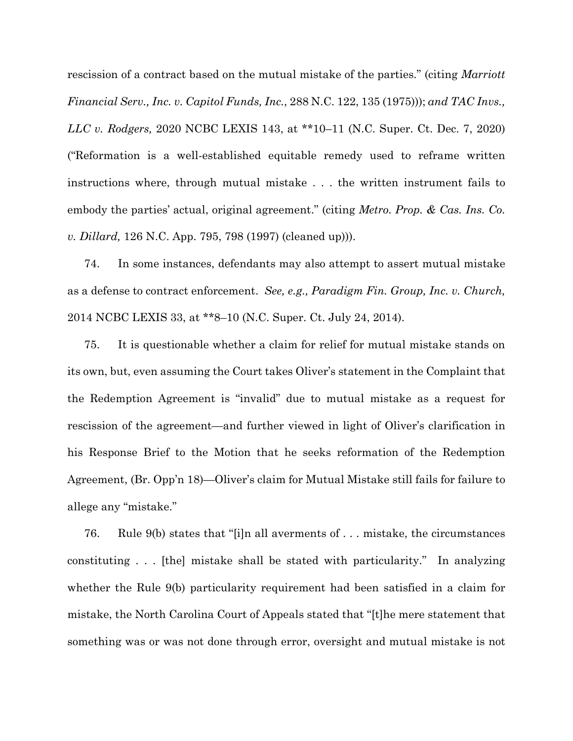rescission of a contract based on the mutual mistake of the parties." (citing *Marriott Financial Serv., Inc. v. Capitol Funds, Inc.*, 288 N.C. 122, 135 (1975))); *and TAC Invs., LLC v. Rodgers,* 2020 NCBC LEXIS 143, at **10–11 (N.C. Super. Ct. Dec. 7, 2020) ("Reformation is a well-established equitable remedy used to reframe written instructions where, through mutual mistake . . . the written instrument fails to embody the parties' actual, original agreement." (citing *Metro. Prop. & Cas. Ins. Co. v. Dillard,* 126 N.C. App. 795, 798 (1997) (cleaned up))).

74. In some instances, defendants may also attempt to assert mutual mistake as a defense to contract enforcement. *See, e.g., Paradigm Fin. Group, Inc. v. Church,* 2014 NCBC LEXIS 33, at **8–10 (N.C. Super. Ct. July 24, 2014).

75. It is questionable whether a claim for relief for mutual mistake stands on its own, but, even assuming the Court takes Oliver's statement in the Complaint that the Redemption Agreement is "invalid" due to mutual mistake as a request for rescission of the agreement—and further viewed in light of Oliver's clarification in his Response Brief to the Motion that he seeks reformation of the Redemption Agreement, (Br. Opp'n 18)—Oliver's claim for Mutual Mistake still fails for failure to allege any "mistake."

76. Rule 9(b) states that "[i]n all averments of . . . mistake, the circumstances constituting . . . [the] mistake shall be stated with particularity." In analyzing whether the Rule 9(b) particularity requirement had been satisfied in a claim for mistake, the North Carolina Court of Appeals stated that "[t]he mere statement that something was or was not done through error, oversight and mutual mistake is not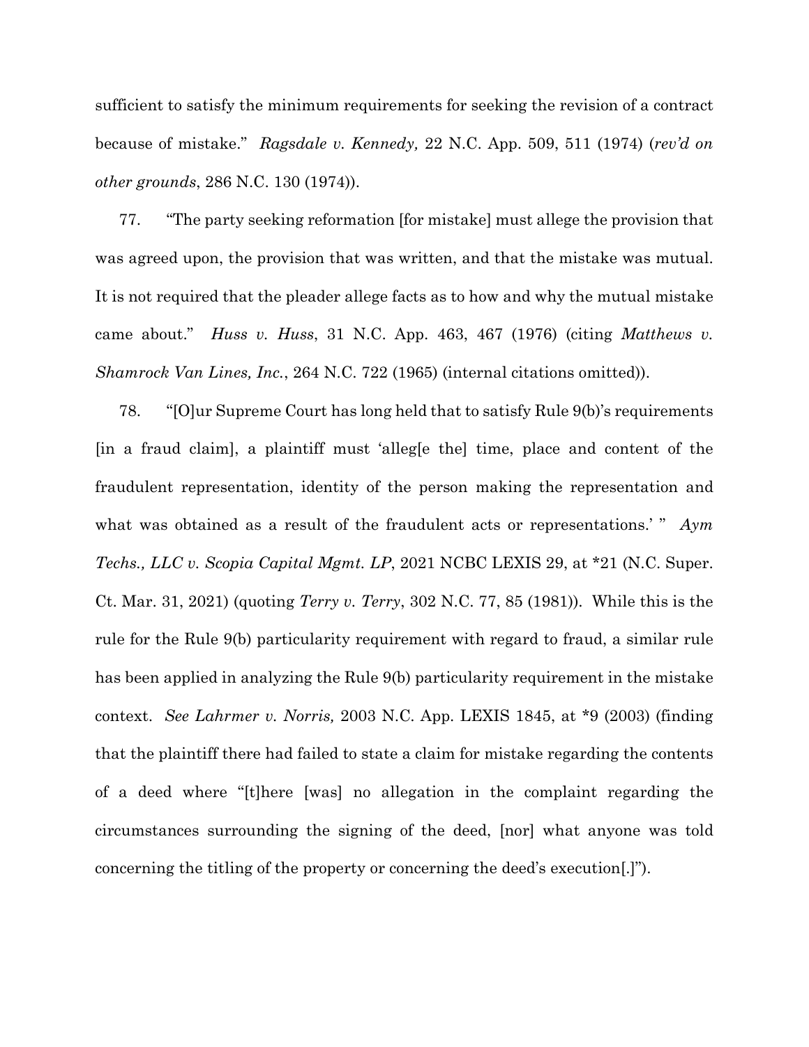sufficient to satisfy the minimum requirements for seeking the revision of a contract because of mistake." *Ragsdale v. Kennedy,* 22 N.C. App. 509, 511 (1974) (*rev'd on other grounds*, 286 N.C. 130 (1974)).

77. "The party seeking reformation [for mistake] must allege the provision that was agreed upon, the provision that was written, and that the mistake was mutual. It is not required that the pleader allege facts as to how and why the mutual mistake came about." *Huss v. Huss*, 31 N.C. App. 463, 467 (1976) (citing *Matthews v. Shamrock Van Lines, Inc.*, 264 N.C. 722 (1965) (internal citations omitted)).

78. "[O]ur Supreme Court has long held that to satisfy Rule 9(b)'s requirements [in a fraud claim], a plaintiff must 'alleg[e the] time, place and content of the fraudulent representation, identity of the person making the representation and what was obtained as a result of the fraudulent acts or representations.' " *Aym Techs., LLC v. Scopia Capital Mgmt. LP*, 2021 NCBC LEXIS 29, at *21 (N.C. Super. Ct. Mar. 31, 2021) (quoting *Terry v. Terry*, 302 N.C. 77, 85 (1981)). While this is the rule for the Rule 9(b) particularity requirement with regard to fraud, a similar rule has been applied in analyzing the Rule 9(b) particularity requirement in the mistake context. *See Lahrmer v. Norris,* 2003 N.C. App. LEXIS 1845, at *9 (2003) (finding that the plaintiff there had failed to state a claim for mistake regarding the contents of a deed where "[t]here [was] no allegation in the complaint regarding the circumstances surrounding the signing of the deed, [nor] what anyone was told concerning the titling of the property or concerning the deed's execution[.]").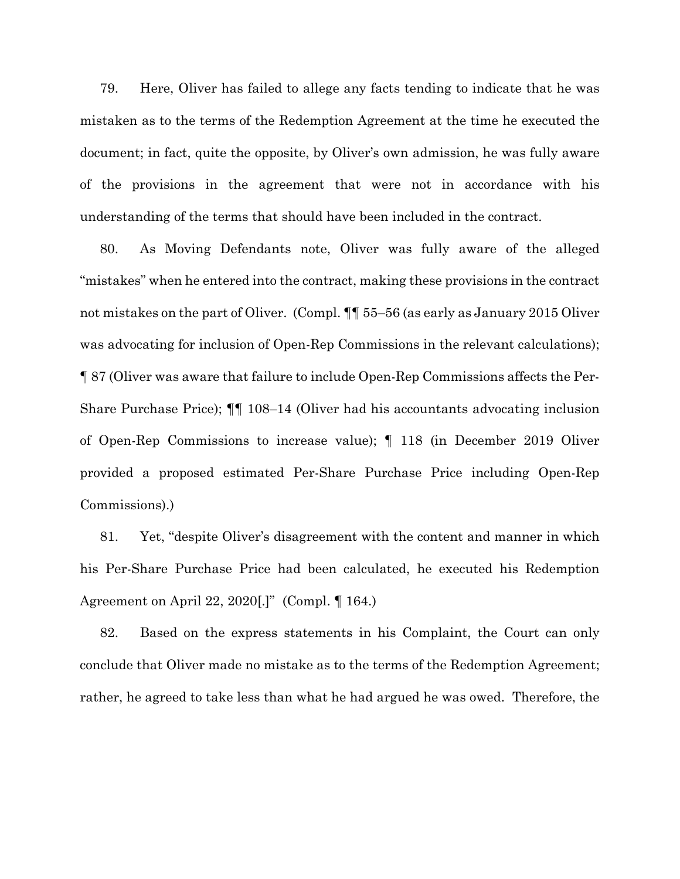79. Here, Oliver has failed to allege any facts tending to indicate that he was mistaken as to the terms of the Redemption Agreement at the time he executed the document; in fact, quite the opposite, by Oliver's own admission, he was fully aware of the provisions in the agreement that were not in accordance with his understanding of the terms that should have been included in the contract.

80. As Moving Defendants note, Oliver was fully aware of the alleged "mistakes" when he entered into the contract, making these provisions in the contract not mistakes on the part of Oliver. (Compl. ¶¶ 55–56 (as early as January 2015 Oliver was advocating for inclusion of Open-Rep Commissions in the relevant calculations); ¶ 87 (Oliver was aware that failure to include Open-Rep Commissions affects the Per-Share Purchase Price); ¶¶ 108–14 (Oliver had his accountants advocating inclusion of Open-Rep Commissions to increase value); ¶ 118 (in December 2019 Oliver provided a proposed estimated Per-Share Purchase Price including Open-Rep Commissions).)

81. Yet, "despite Oliver's disagreement with the content and manner in which his Per-Share Purchase Price had been calculated, he executed his Redemption Agreement on April 22, 2020[.]" (Compl. ¶ 164.)

82. Based on the express statements in his Complaint, the Court can only conclude that Oliver made no mistake as to the terms of the Redemption Agreement; rather, he agreed to take less than what he had argued he was owed. Therefore, the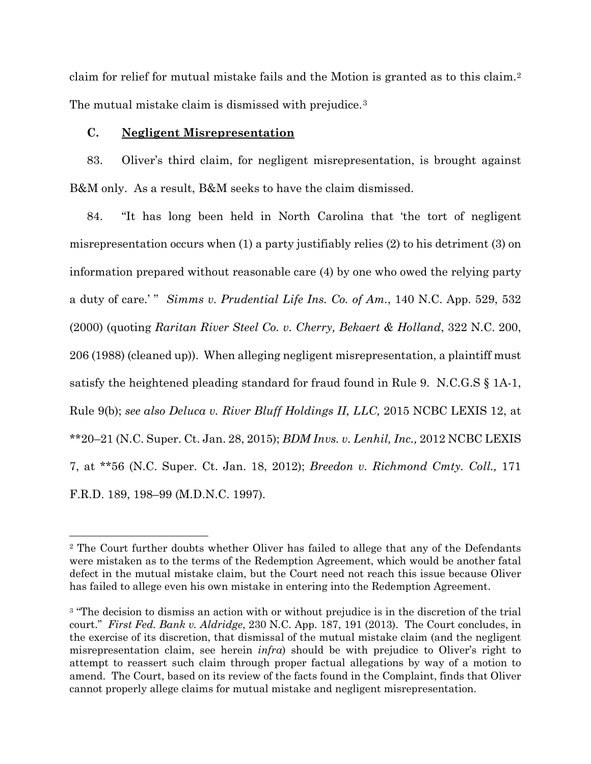claim for relief for mutual mistake fails and the Motion is granted as to this claim.[2] The mutual mistake claim is dismissed with prejudice.[3]

### C. <u>Negligent Misrepresentation</u>

83. Oliver's third claim, for negligent misrepresentation, is brought against B&M only. As a result, B&M seeks to have the claim dismissed.

84. "It has long been held in North Carolina that 'the tort of negligent misrepresentation occurs when (1) a party justifiably relies (2) to his detriment (3) on information prepared without reasonable care (4) by one who owed the relying party a duty of care.' " *Simms v. Prudential Life Ins. Co. of Am.*, 140 N.C. App. 529, 532 (2000) (quoting *Raritan River Steel Co. v. Cherry, Bekaert & Holland*, 322 N.C. 200, 206 (1988) (cleaned up)). When alleging negligent misrepresentation, a plaintiff must satisfy the heightened pleading standard for fraud found in Rule 9. N.C.G.S § 1A-1, Rule 9(b); *see also Deluca v. River Bluff Holdings II, LLC,* 2015 NCBC LEXIS 12, at **20–21 (N.C. Super. Ct. Jan. 28, 2015); *BDM Invs. v. Lenhil, Inc.,* 2012 NCBC LEXIS 7, at **56 (N.C. Super. Ct. Jan. 18, 2012); *Breedon v. Richmond Cmty. Coll.,* 171 F.R.D. 189, 198–99 (M.D.N.C. 1997).

---

[2] The Court further doubts whether Oliver has failed to allege that any of the Defendants were mistaken as to the terms of the Redemption Agreement, which would be another fatal defect in the mutual mistake claim, but the Court need not reach this issue because Oliver has failed to allege even his own mistake in entering into the Redemption Agreement.

[3] "The decision to dismiss an action with or without prejudice is in the discretion of the trial court." *First Fed. Bank v. Aldridge*, 230 N.C. App. 187, 191 (2013). The Court concludes, in the exercise of its discretion, that dismissal of the mutual mistake claim (and the negligent misrepresentation claim, see herein *infra*) should be with prejudice to Oliver's right to attempt to reassert such claim through proper factual allegations by way of a motion to amend. The Court, based on its review of the facts found in the Complaint, finds that Oliver cannot properly allege claims for mutual mistake and negligent misrepresentation.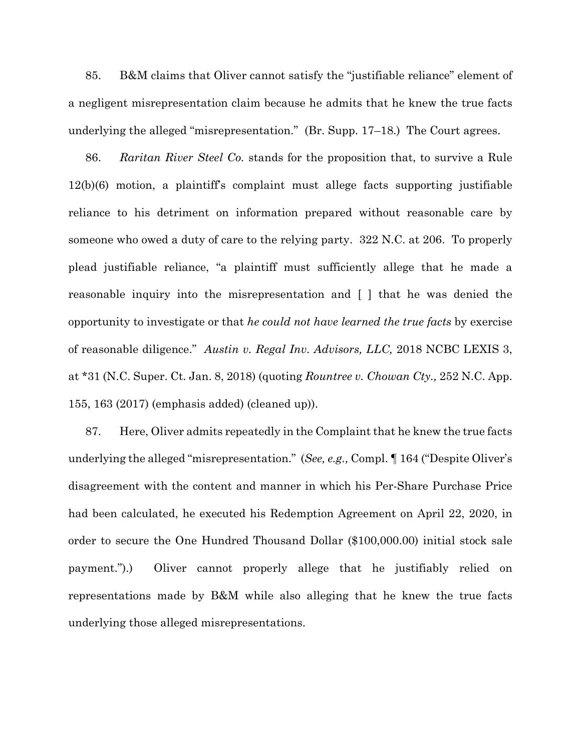85. B&M claims that Oliver cannot satisfy the "justifiable reliance" element of a negligent misrepresentation claim because he admits that he knew the true facts underlying the alleged "misrepresentation." (Br. Supp. 17–18.) The Court agrees.

86. *Raritan River Steel Co.* stands for the proposition that, to survive a Rule 12(b)(6) motion, a plaintiff's complaint must allege facts supporting justifiable reliance to his detriment on information prepared without reasonable care by someone who owed a duty of care to the relying party. 322 N.C. at 206. To properly plead justifiable reliance, "a plaintiff must sufficiently allege that he made a reasonable inquiry into the misrepresentation and [ ] that he was denied the opportunity to investigate or that *he could not have learned the true facts* by exercise of reasonable diligence." *Austin v. Regal Inv. Advisors, LLC,* 2018 NCBC LEXIS 3, at *31 (N.C. Super. Ct. Jan. 8, 2018) (quoting *Rountree v. Chowan Cty.,* 252 N.C. App. 155, 163 (2017) (emphasis added) (cleaned up)).

87. Here, Oliver admits repeatedly in the Complaint that he knew the true facts underlying the alleged "misrepresentation." (*See, e.g.,* Compl. ¶ 164 ("Despite Oliver's disagreement with the content and manner in which his Per-Share Purchase Price had been calculated, he executed his Redemption Agreement on April 22, 2020, in order to secure the One Hundred Thousand Dollar ($100,000.00) initial stock sale payment.").) Oliver cannot properly allege that he justifiably relied on representations made by B&M while also alleging that he knew the true facts underlying those alleged misrepresentations.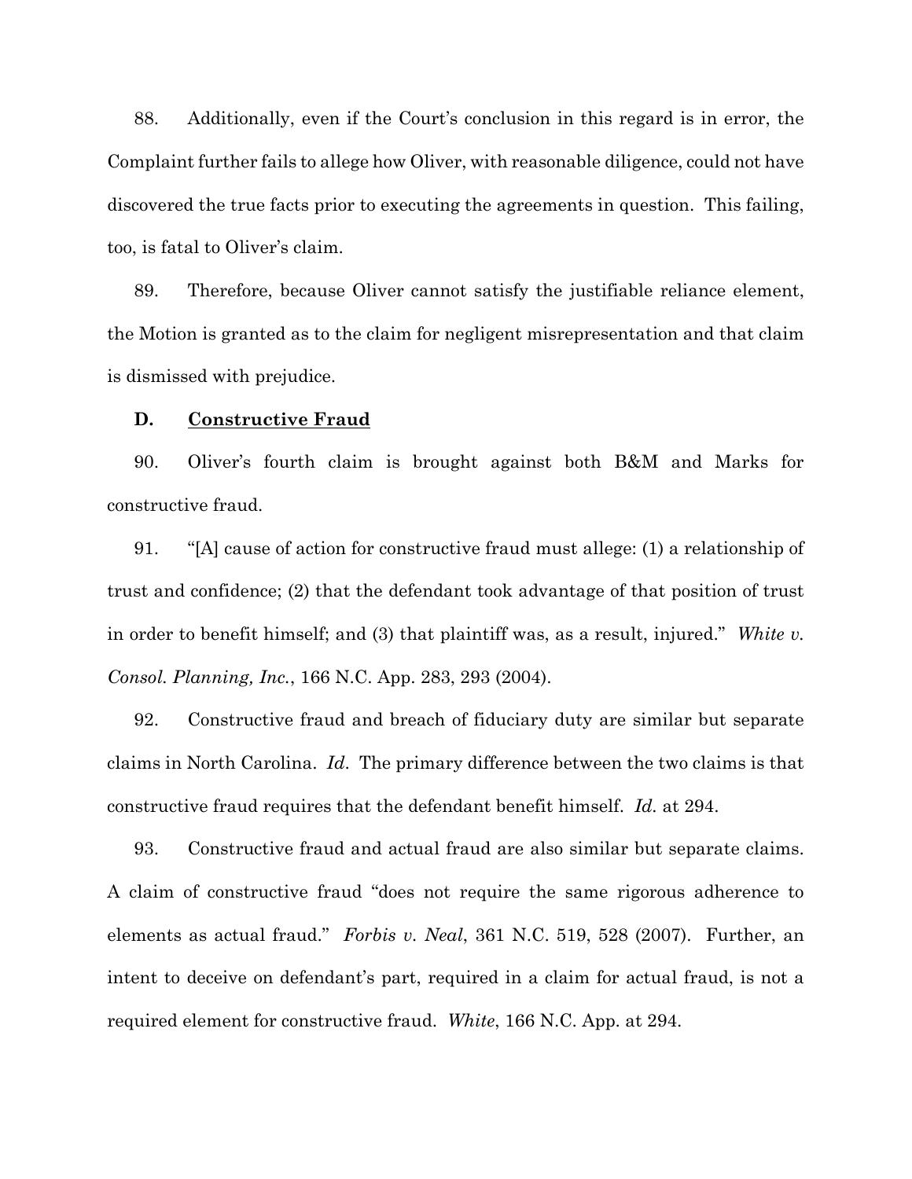88. Additionally, even if the Court's conclusion in this regard is in error, the Complaint further fails to allege how Oliver, with reasonable diligence, could not have discovered the true facts prior to executing the agreements in question. This failing, too, is fatal to Oliver's claim.

89. Therefore, because Oliver cannot satisfy the justifiable reliance element, the Motion is granted as to the claim for negligent misrepresentation and that claim is dismissed with prejudice.

**D. <u>Constructive Fraud</u>**

90. Oliver's fourth claim is brought against both B&M and Marks for constructive fraud.

91. "[A] cause of action for constructive fraud must allege: (1) a relationship of trust and confidence; (2) that the defendant took advantage of that position of trust in order to benefit himself; and (3) that plaintiff was, as a result, injured." *White v. Consol. Planning, Inc.*, 166 N.C. App. 283, 293 (2004).

92. Constructive fraud and breach of fiduciary duty are similar but separate claims in North Carolina. *Id*. The primary difference between the two claims is that constructive fraud requires that the defendant benefit himself. *Id.* at 294.

93. Constructive fraud and actual fraud are also similar but separate claims. A claim of constructive fraud "does not require the same rigorous adherence to elements as actual fraud." *Forbis v. Neal*, 361 N.C. 519, 528 (2007). Further, an intent to deceive on defendant's part, required in a claim for actual fraud, is not a required element for constructive fraud. *White*, 166 N.C. App. at 294.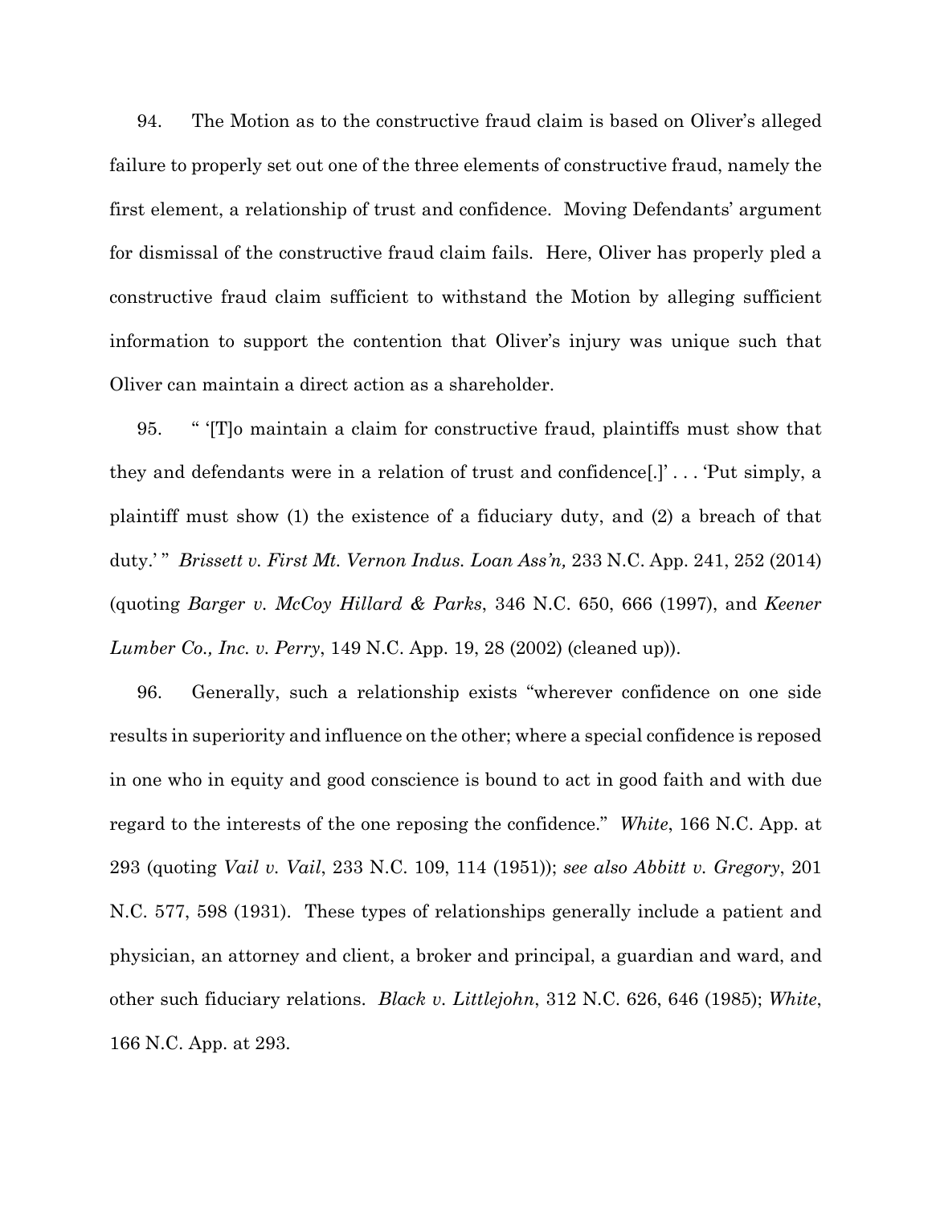94. The Motion as to the constructive fraud claim is based on Oliver's alleged failure to properly set out one of the three elements of constructive fraud, namely the first element, a relationship of trust and confidence. Moving Defendants' argument for dismissal of the constructive fraud claim fails. Here, Oliver has properly pled a constructive fraud claim sufficient to withstand the Motion by alleging sufficient information to support the contention that Oliver's injury was unique such that Oliver can maintain a direct action as a shareholder.

95. " '[T]o maintain a claim for constructive fraud, plaintiffs must show that they and defendants were in a relation of trust and confidence[.]' . . . 'Put simply, a plaintiff must show (1) the existence of a fiduciary duty, and (2) a breach of that duty.' " *Brissett v. First Mt. Vernon Indus. Loan Ass'n,* 233 N.C. App. 241, 252 (2014) (quoting *Barger v. McCoy Hillard & Parks*, 346 N.C. 650, 666 (1997), and *Keener Lumber Co., Inc. v. Perry*, 149 N.C. App. 19, 28 (2002) (cleaned up)).

96. Generally, such a relationship exists "wherever confidence on one side results in superiority and influence on the other; where a special confidence is reposed in one who in equity and good conscience is bound to act in good faith and with due regard to the interests of the one reposing the confidence." *White*, 166 N.C. App. at 293 (quoting *Vail v. Vail*, 233 N.C. 109, 114 (1951)); *see also Abbitt v. Gregory*, 201 N.C. 577, 598 (1931). These types of relationships generally include a patient and physician, an attorney and client, a broker and principal, a guardian and ward, and other such fiduciary relations. *Black v. Littlejohn*, 312 N.C. 626, 646 (1985); *White*, 166 N.C. App. at 293.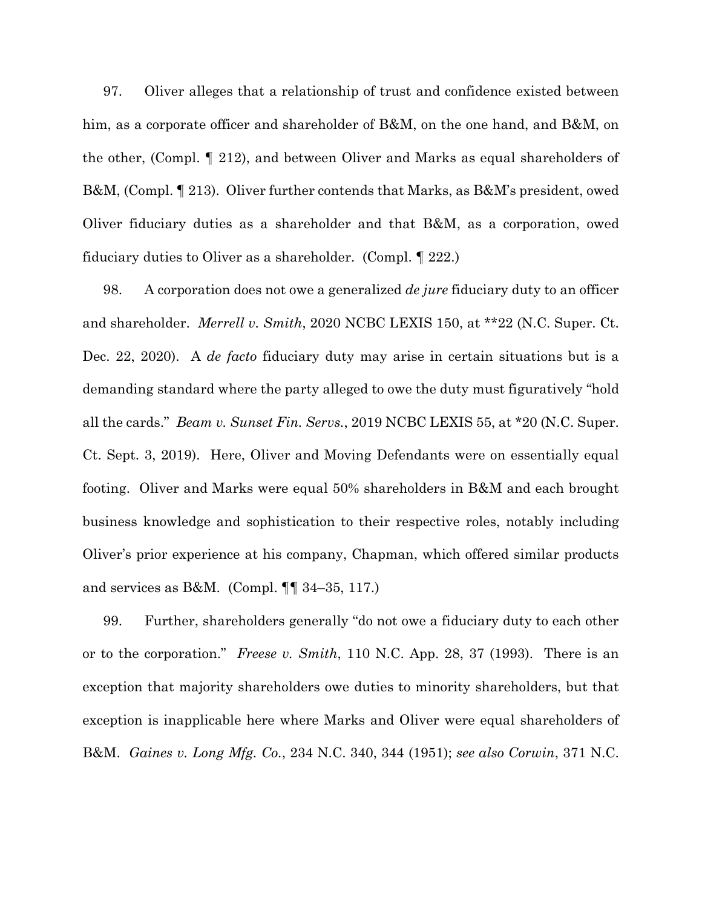97. Oliver alleges that a relationship of trust and confidence existed between him, as a corporate officer and shareholder of B&M, on the one hand, and B&M, on the other, (Compl. ¶ 212), and between Oliver and Marks as equal shareholders of B&M, (Compl. ¶ 213). Oliver further contends that Marks, as B&M's president, owed Oliver fiduciary duties as a shareholder and that B&M, as a corporation, owed fiduciary duties to Oliver as a shareholder. (Compl. ¶ 222.)

98. A corporation does not owe a generalized *de jure* fiduciary duty to an officer and shareholder. *Merrell v. Smith*, 2020 NCBC LEXIS 150, at **22 (N.C. Super. Ct. Dec. 22, 2020). A *de facto* fiduciary duty may arise in certain situations but is a demanding standard where the party alleged to owe the duty must figuratively "hold all the cards." *Beam v. Sunset Fin. Servs.*, 2019 NCBC LEXIS 55, at *20 (N.C. Super. Ct. Sept. 3, 2019). Here, Oliver and Moving Defendants were on essentially equal footing. Oliver and Marks were equal 50% shareholders in B&M and each brought business knowledge and sophistication to their respective roles, notably including Oliver's prior experience at his company, Chapman, which offered similar products and services as B&M. (Compl. ¶¶ 34–35, 117.)

99. Further, shareholders generally "do not owe a fiduciary duty to each other or to the corporation." *Freese v. Smith*, 110 N.C. App. 28, 37 (1993). There is an exception that majority shareholders owe duties to minority shareholders, but that exception is inapplicable here where Marks and Oliver were equal shareholders of B&M. *Gaines v. Long Mfg. Co.*, 234 N.C. 340, 344 (1951); *see also Corwin*, 371 N.C.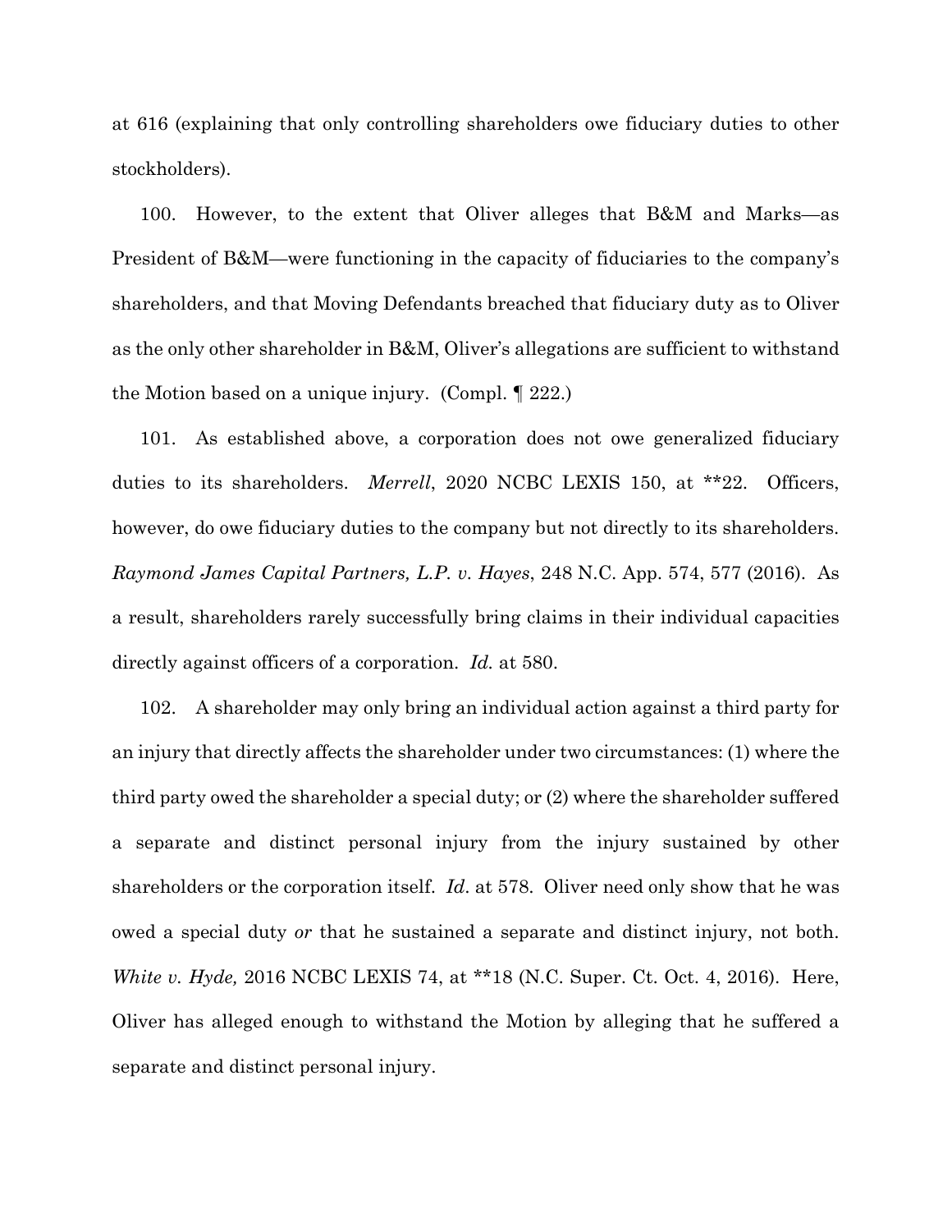at 616 (explaining that only controlling shareholders owe fiduciary duties to other stockholders).

100. However, to the extent that Oliver alleges that B&M and Marks—as President of B&M—were functioning in the capacity of fiduciaries to the company's shareholders, and that Moving Defendants breached that fiduciary duty as to Oliver as the only other shareholder in B&M, Oliver's allegations are sufficient to withstand the Motion based on a unique injury. (Compl. ¶ 222.)

101. As established above, a corporation does not owe generalized fiduciary duties to its shareholders. *Merrell*, 2020 NCBC LEXIS 150, at **22. Officers, however, do owe fiduciary duties to the company but not directly to its shareholders. *Raymond James Capital Partners, L.P. v. Hayes*, 248 N.C. App. 574, 577 (2016). As a result, shareholders rarely successfully bring claims in their individual capacities directly against officers of a corporation. *Id.* at 580.

102. A shareholder may only bring an individual action against a third party for an injury that directly affects the shareholder under two circumstances: (1) where the third party owed the shareholder a special duty; or (2) where the shareholder suffered a separate and distinct personal injury from the injury sustained by other shareholders or the corporation itself. *Id.* at 578. Oliver need only show that he was owed a special duty *or* that he sustained a separate and distinct injury, not both. *White v. Hyde,* 2016 NCBC LEXIS 74, at **18 (N.C. Super. Ct. Oct. 4, 2016). Here, Oliver has alleged enough to withstand the Motion by alleging that he suffered a separate and distinct personal injury.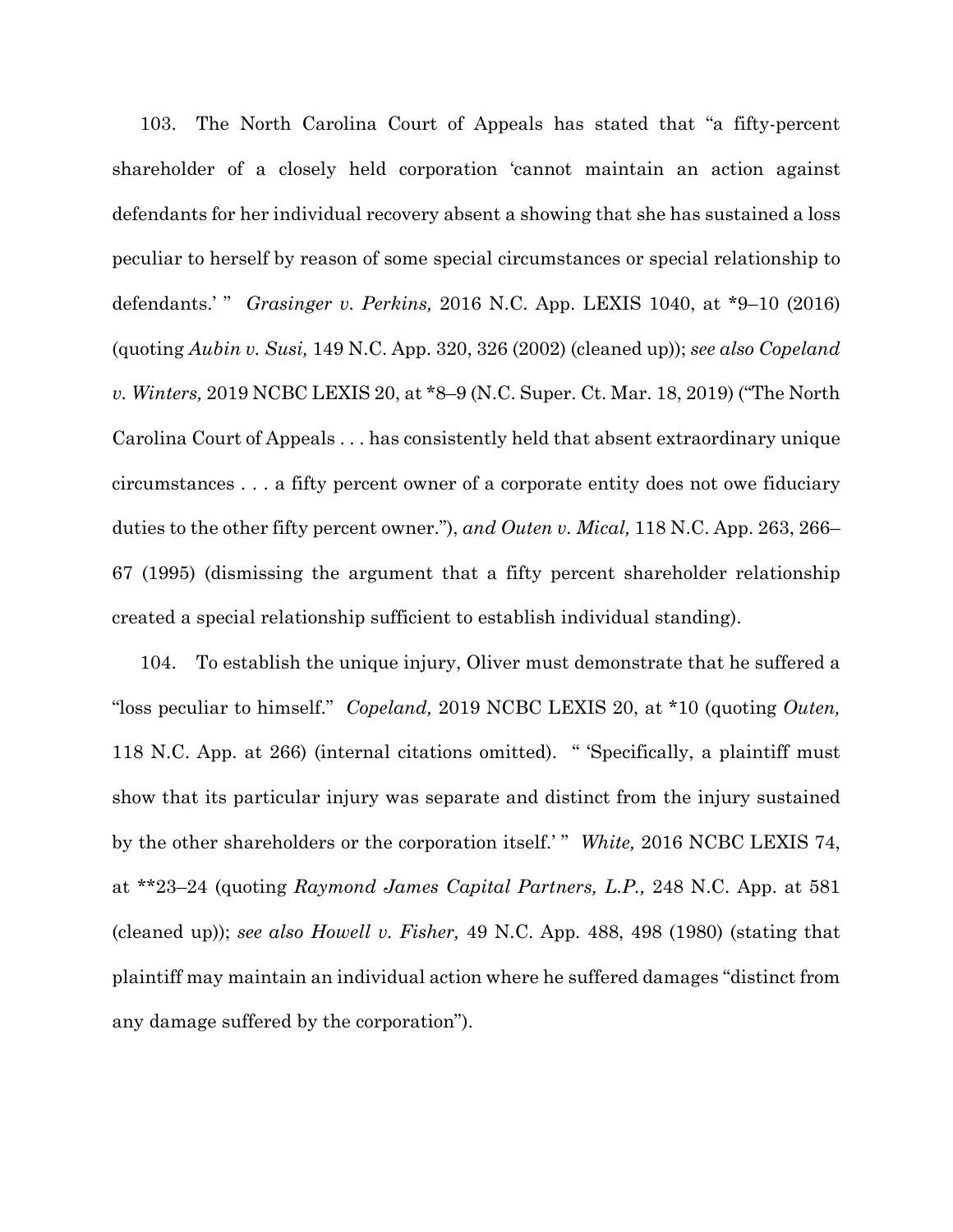103. The North Carolina Court of Appeals has stated that "a fifty-percent shareholder of a closely held corporation 'cannot maintain an action against defendants for her individual recovery absent a showing that she has sustained a loss peculiar to herself by reason of some special circumstances or special relationship to defendants.' " *Grasinger v. Perkins,* 2016 N.C. App. LEXIS 1040, at *9–10 (2016) (quoting *Aubin v. Susi,* 149 N.C. App. 320, 326 (2002) (cleaned up)); *see also Copeland v. Winters,* 2019 NCBC LEXIS 20, at *8–9 (N.C. Super. Ct. Mar. 18, 2019) ("The North Carolina Court of Appeals . . . has consistently held that absent extraordinary unique circumstances . . . a fifty percent owner of a corporate entity does not owe fiduciary duties to the other fifty percent owner."), *and Outen v. Mical,* 118 N.C. App. 263, 266–67 (1995) (dismissing the argument that a fifty percent shareholder relationship created a special relationship sufficient to establish individual standing).

104. To establish the unique injury, Oliver must demonstrate that he suffered a "loss peculiar to himself." *Copeland,* 2019 NCBC LEXIS 20, at *10 (quoting *Outen,* 118 N.C. App. at 266) (internal citations omitted). " 'Specifically, a plaintiff must show that its particular injury was separate and distinct from the injury sustained by the other shareholders or the corporation itself.' " *White,* 2016 NCBC LEXIS 74, at **23–24 (quoting *Raymond James Capital Partners, L.P.,* 248 N.C. App. at 581 (cleaned up)); *see also Howell v. Fisher,* 49 N.C. App. 488, 498 (1980) (stating that plaintiff may maintain an individual action where he suffered damages "distinct from any damage suffered by the corporation").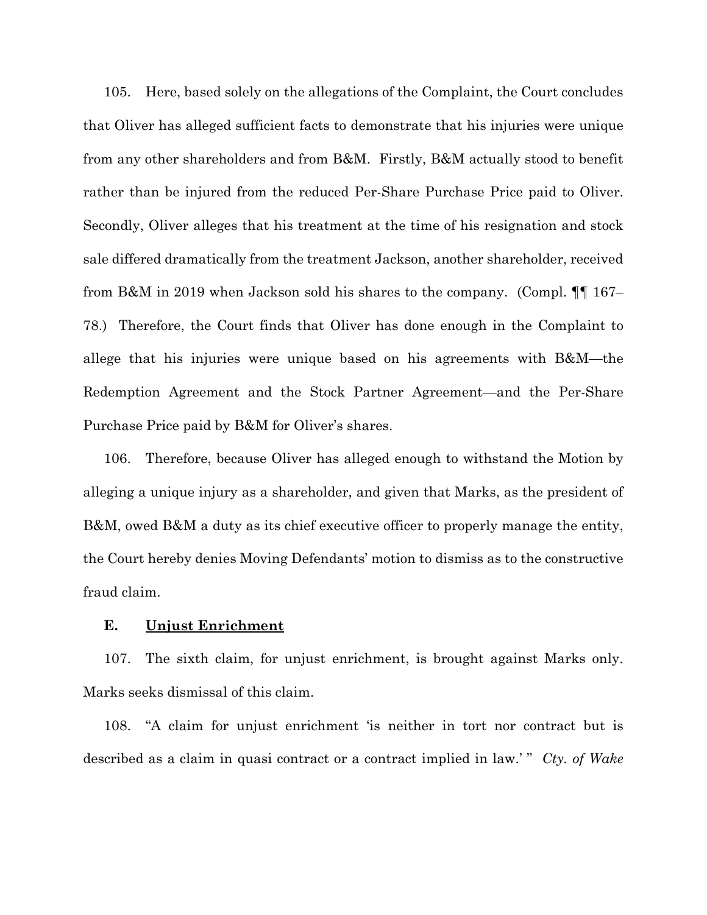105. Here, based solely on the allegations of the Complaint, the Court concludes that Oliver has alleged sufficient facts to demonstrate that his injuries were unique from any other shareholders and from B&M. Firstly, B&M actually stood to benefit rather than be injured from the reduced Per-Share Purchase Price paid to Oliver. Secondly, Oliver alleges that his treatment at the time of his resignation and stock sale differed dramatically from the treatment Jackson, another shareholder, received from B&M in 2019 when Jackson sold his shares to the company. (Compl. ¶¶ 167–78.) Therefore, the Court finds that Oliver has done enough in the Complaint to allege that his injuries were unique based on his agreements with B&M—the Redemption Agreement and the Stock Partner Agreement—and the Per-Share Purchase Price paid by B&M for Oliver's shares.

106. Therefore, because Oliver has alleged enough to withstand the Motion by alleging a unique injury as a shareholder, and given that Marks, as the president of B&M, owed B&M a duty as its chief executive officer to properly manage the entity, the Court hereby denies Moving Defendants' motion to dismiss as to the constructive fraud claim.

### E. <u>Unjust Enrichment</u>

107. The sixth claim, for unjust enrichment, is brought against Marks only. Marks seeks dismissal of this claim.

108. "A claim for unjust enrichment 'is neither in tort nor contract but is described as a claim in quasi contract or a contract implied in law.' " *Cty. of Wake*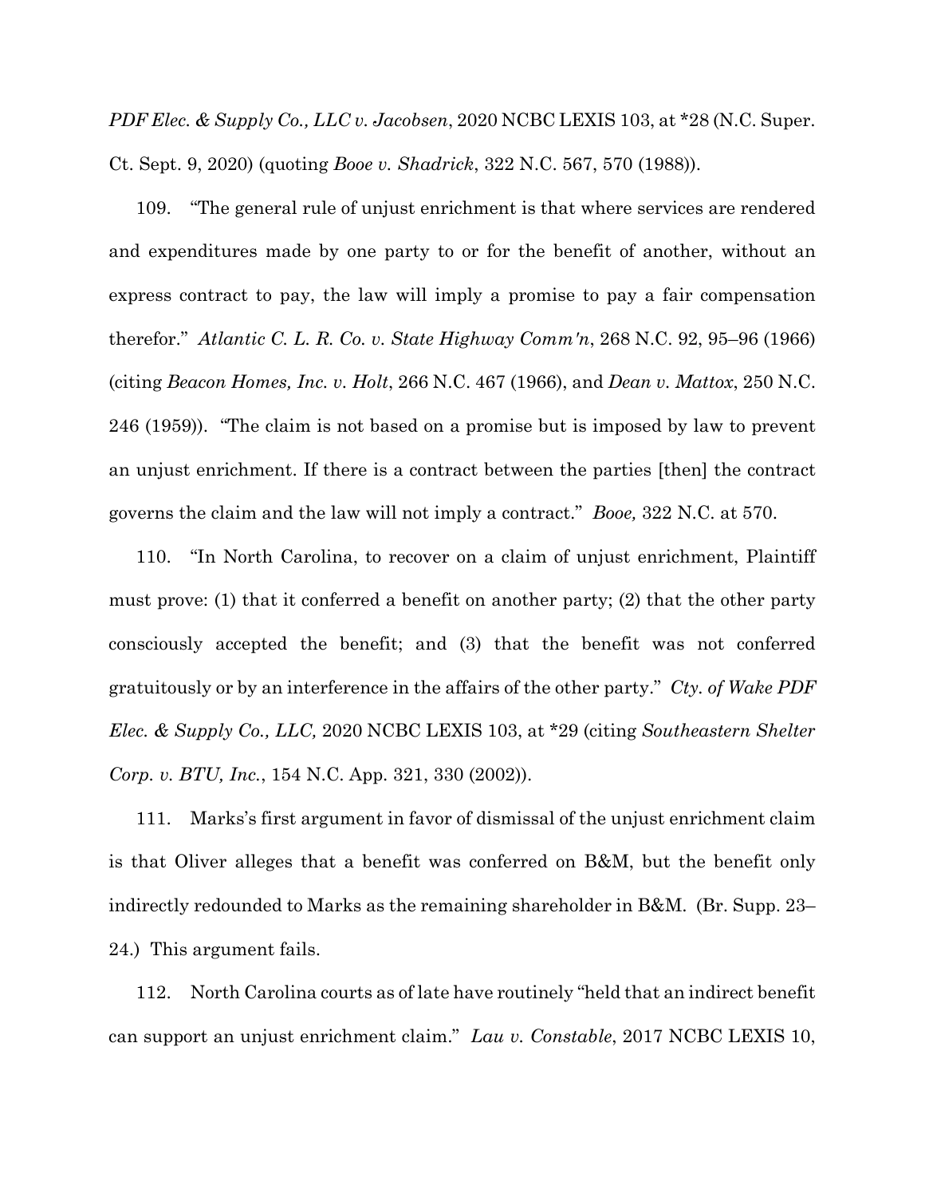*PDF Elec. & Supply Co., LLC v. Jacobsen*, 2020 NCBC LEXIS 103, at *28 (N.C. Super. Ct. Sept. 9, 2020) (quoting *Booe v. Shadrick*, 322 N.C. 567, 570 (1988)).

109. "The general rule of unjust enrichment is that where services are rendered and expenditures made by one party to or for the benefit of another, without an express contract to pay, the law will imply a promise to pay a fair compensation therefor." *Atlantic C. L. R. Co. v. State Highway Comm'n*, 268 N.C. 92, 95–96 (1966) (citing *Beacon Homes, Inc. v. Holt*, 266 N.C. 467 (1966), and *Dean v. Mattox*, 250 N.C. 246 (1959)). "The claim is not based on a promise but is imposed by law to prevent an unjust enrichment. If there is a contract between the parties [then] the contract governs the claim and the law will not imply a contract." *Booe,* 322 N.C. at 570.

110. "In North Carolina, to recover on a claim of unjust enrichment, Plaintiff must prove: (1) that it conferred a benefit on another party; (2) that the other party consciously accepted the benefit; and (3) that the benefit was not conferred gratuitously or by an interference in the affairs of the other party." *Cty. of Wake PDF Elec. & Supply Co., LLC,* 2020 NCBC LEXIS 103, at *29 (citing *Southeastern Shelter Corp. v. BTU, Inc.*, 154 N.C. App. 321, 330 (2002)).

111. Marks's first argument in favor of dismissal of the unjust enrichment claim is that Oliver alleges that a benefit was conferred on B&M, but the benefit only indirectly redounded to Marks as the remaining shareholder in B&M. (Br. Supp. 23–24.) This argument fails.

112. North Carolina courts as of late have routinely "held that an indirect benefit can support an unjust enrichment claim." *Lau v. Constable*, 2017 NCBC LEXIS 10,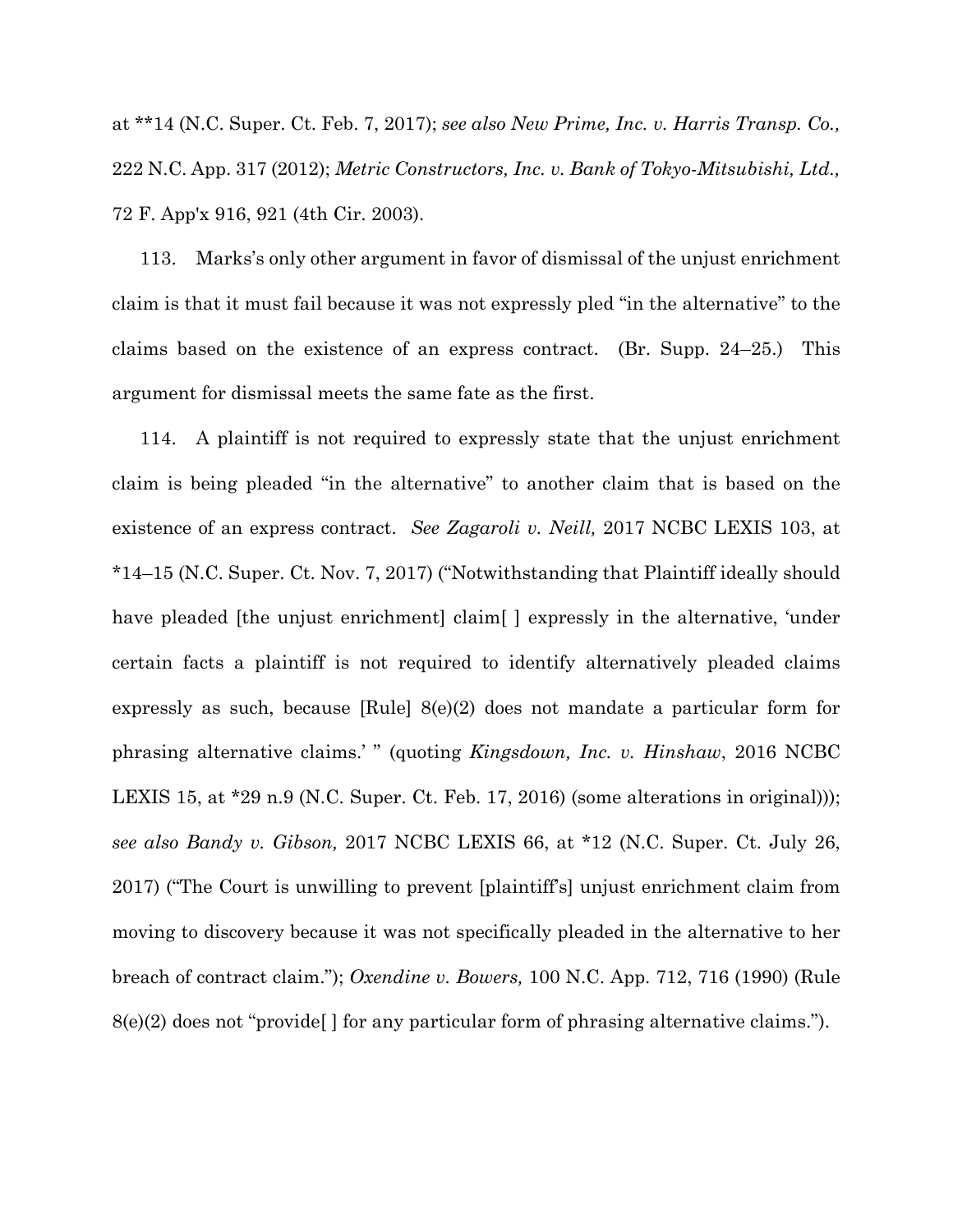at **14 (N.C. Super. Ct. Feb. 7, 2017); *see also New Prime, Inc. v. Harris Transp. Co.,* 222 N.C. App. 317 (2012); *Metric Constructors, Inc. v. Bank of Tokyo-Mitsubishi, Ltd.,* 72 F. App'x 916, 921 (4th Cir. 2003).

113. Marks's only other argument in favor of dismissal of the unjust enrichment claim is that it must fail because it was not expressly pled "in the alternative" to the claims based on the existence of an express contract. (Br. Supp. 24–25.) This argument for dismissal meets the same fate as the first.

114. A plaintiff is not required to expressly state that the unjust enrichment claim is being pleaded "in the alternative" to another claim that is based on the existence of an express contract. *See Zagaroli v. Neill,* 2017 NCBC LEXIS 103, at *14–15 (N.C. Super. Ct. Nov. 7, 2017) ("Notwithstanding that Plaintiff ideally should have pleaded [the unjust enrichment] claim[ ] expressly in the alternative, 'under certain facts a plaintiff is not required to identify alternatively pleaded claims expressly as such, because [Rule] 8(e)(2) does not mandate a particular form for phrasing alternative claims.' " (quoting *Kingsdown, Inc. v. Hinshaw*, 2016 NCBC LEXIS 15, at *29 n.9 (N.C. Super. Ct. Feb. 17, 2016) (some alterations in original))); *see also Bandy v. Gibson,* 2017 NCBC LEXIS 66, at *12 (N.C. Super. Ct. July 26, 2017) ("The Court is unwilling to prevent [plaintiff's] unjust enrichment claim from moving to discovery because it was not specifically pleaded in the alternative to her breach of contract claim."); *Oxendine v. Bowers,* 100 N.C. App. 712, 716 (1990) (Rule 8(e)(2) does not "provide[ ] for any particular form of phrasing alternative claims.").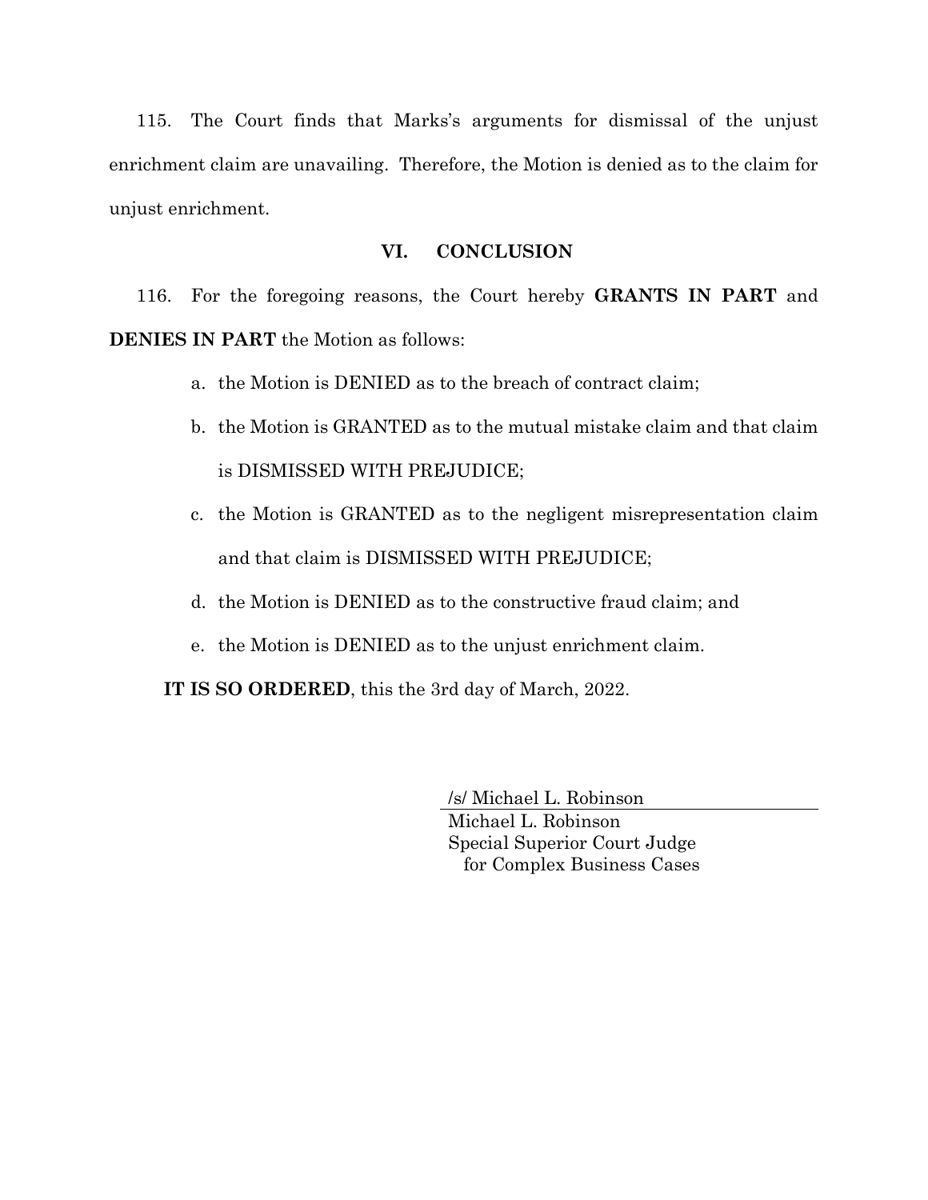115. The Court finds that Marks's arguments for dismissal of the unjust enrichment claim are unavailing. Therefore, the Motion is denied as to the claim for unjust enrichment.

## VI. CONCLUSION

116. For the foregoing reasons, the Court hereby **GRANTS IN PART** and **DENIES IN PART** the Motion as follows:

a. the Motion is DENIED as to the breach of contract claim;

b. the Motion is GRANTED as to the mutual mistake claim and that claim is DISMISSED WITH PREJUDICE;

c. the Motion is GRANTED as to the negligent misrepresentation claim and that claim is DISMISSED WITH PREJUDICE;

d. the Motion is DENIED as to the constructive fraud claim; and

e. the Motion is DENIED as to the unjust enrichment claim.

**IT IS SO ORDERED**, this the 3rd day of March, 2022.

/s/ Michael L. Robinson
Michael L. Robinson
Special Superior Court Judge
for Complex Business Cases